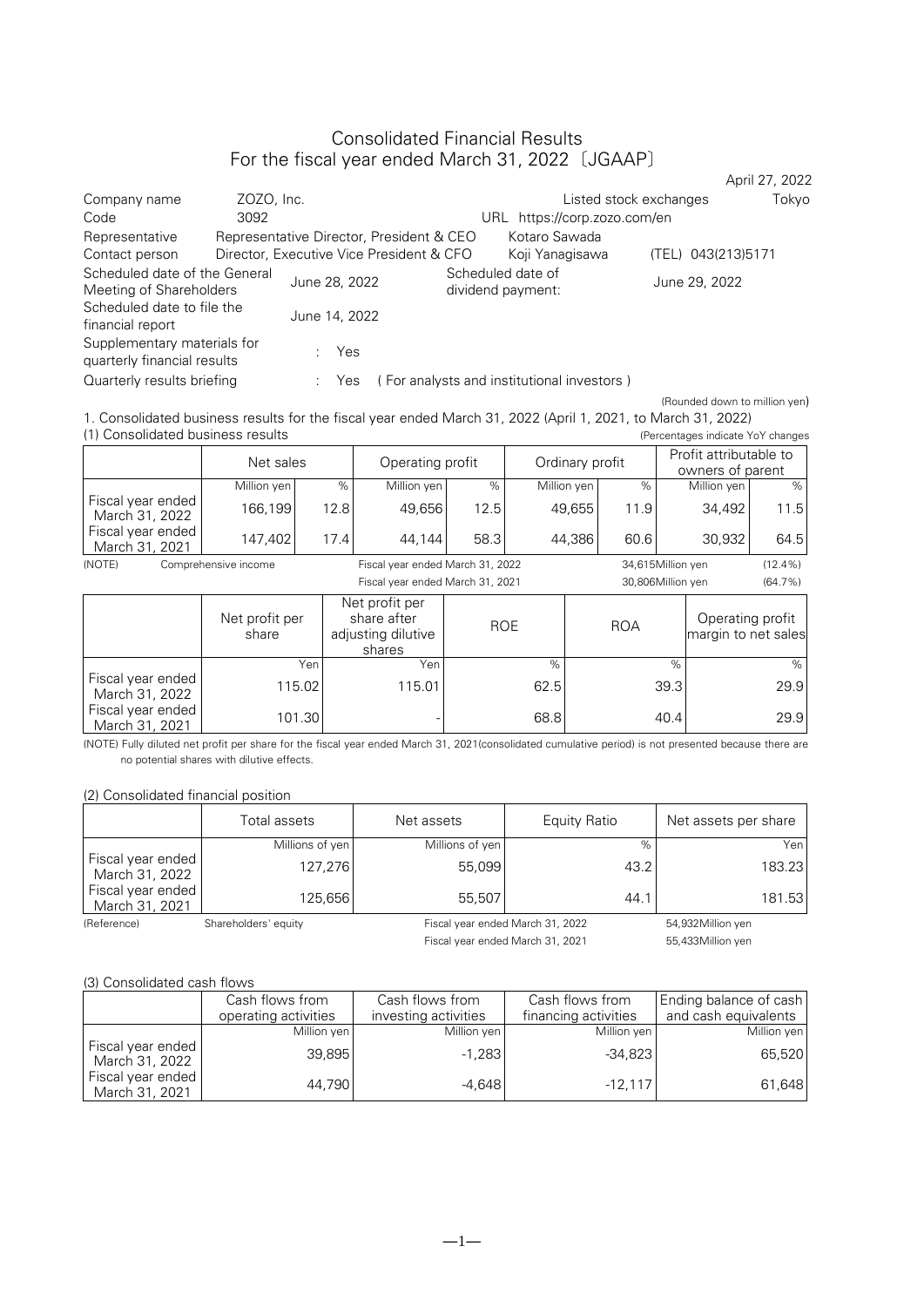# Consolidated Financial Results
# For the fiscal year ended March 31, 2022〔JGAAP〕

April 27, 2022

| | | | |
|---|---|---|---|
| Company name | ZOZO, Inc. | Listed stock exchanges | Tokyo |
| Code | 3092 | URL | https://corp.zozo.com/en |
| Representative | Representative Director, President & CEO | Kotaro Sawada | |
| Contact person | Director, Executive Vice President & CFO | Koji Yanagisawa | (TEL) 043(213)5171 |
| Scheduled date of the General Meeting of Shareholders | June 28, 2022 | Scheduled date of dividend payment: | June 29, 2022 |
| Scheduled date to file the financial report | June 14, 2022 | | |
| Supplementary materials for quarterly financial results | : Yes | | |
| Quarterly results briefing | : Yes | ( For analysts and institutional investors ) | |

(Rounded down to million yen)

1. Consolidated business results for the fiscal year ended March 31, 2022 (April 1, 2021, to March 31, 2022)

(1) Consolidated business results

(Percentages indicate YoY changes

| | Net sales | | Operating profit | | Ordinary profit | | Profit attributable to owners of parent | |
|---|---|---|---|---|---|---|---|---|
| | Million yen | % | Million yen | % | Million yen | % | Million yen | % |
| Fiscal year ended March 31, 2022 | 166,199 | 12.8 | 49,656 | 12.5 | 49,655 | 11.9 | 34,492 | 11.5 |
| Fiscal year ended March 31, 2021 | 147,402 | 17.4 | 44,144 | 58.3 | 44,386 | 60.6 | 30,932 | 64.5 |

(NOTE) Comprehensive income Fiscal year ended March 31, 2022 34,615Million yen (12.4%)
Fiscal year ended March 31, 2021 30,806Million yen (64.7%)

| | Net profit per share | Net profit per share after adjusting dilutive shares | ROE | ROA | Operating profit margin to net sales |
|---|---|---|---|---|---|
| | Yen | Yen | % | % | % |
| Fiscal year ended March 31, 2022 | 115.02 | 115.01 | 62.5 | 39.3 | 29.9 |
| Fiscal year ended March 31, 2021 | 101.30 | - | 68.8 | 40.4 | 29.9 |

(NOTE) Fully diluted net profit per share for the fiscal year ended March 31, 2021(consolidated cumulative period) is not presented because there are no potential shares with dilutive effects.

(2) Consolidated financial position

| | Total assets | Net assets | Equity Ratio | Net assets per share |
|---|---|---|---|---|
| | Millions of yen | Millions of yen | % | Yen |
| Fiscal year ended March 31, 2022 | 127,276 | 55,099 | 43.2 | 183.23 |
| Fiscal year ended March 31, 2021 | 125,656 | 55,507 | 44.1 | 181.53 |

(Reference) Shareholders' equity Fiscal year ended March 31, 2022 54,932Million yen
Fiscal year ended March 31, 2021 55,433Million yen

(3) Consolidated cash flows

| | Cash flows from operating activities | Cash flows from investing activities | Cash flows from financing activities | Ending balance of cash and cash equivalents |
|---|---|---|---|---|
| | Million yen | Million yen | Million yen | Million yen |
| Fiscal year ended March 31, 2022 | 39,895 | -1,283 | -34,823 | 65,520 |
| Fiscal year ended March 31, 2021 | 44,790 | -4,648 | -12,117 | 61,648 |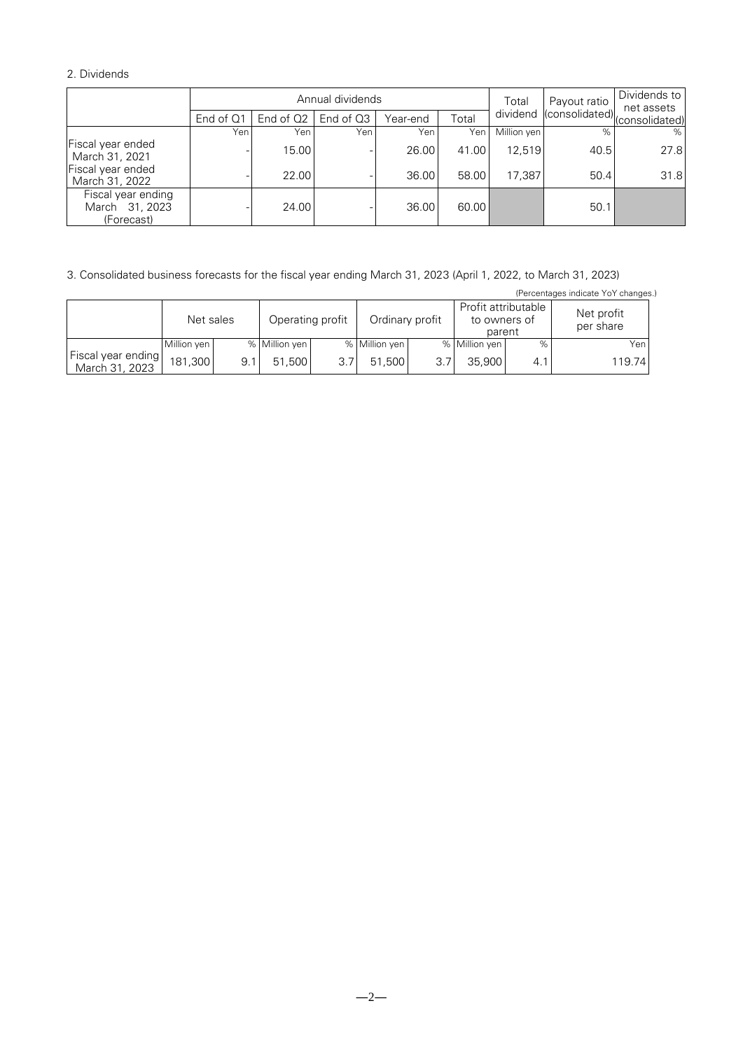## 2. Dividends

| | Annual dividends | | | | | Total dividend | Payout ratio (consolidated) | Dividends to net assets (consolidated) |
|---|---|---|---|---|---|---|---|---|
| | End of Q1 | End of Q2 | End of Q3 | Year-end | Total | | | |
| | Yen | Yen | Yen | Yen | Yen | Million yen | % | % |
| Fiscal year ended March 31, 2021 | - | 15.00 | - | 26.00 | 41.00 | 12,519 | 40.5 | 27.8 |
| Fiscal year ended March 31, 2022 | - | 22.00 | - | 36.00 | 58.00 | 17,387 | 50.4 | 31.8 |
| Fiscal year ending March 31, 2023 (Forecast) | - | 24.00 | - | 36.00 | 60.00 | | 50.1 | |

## 3. Consolidated business forecasts for the fiscal year ending March 31, 2023 (April 1, 2022, to March 31, 2023)

(Percentages indicate YoY changes.)

| | Net sales | | Operating profit | | Ordinary profit | | Profit attributable to owners of parent | | Net profit per share |
|---|---|---|---|---|---|---|---|---|---|
| | Million yen | % | Million yen | % | Million yen | % | Million yen | % | Yen |
| Fiscal year ending March 31, 2023 | 181,300 | 9.1 | 51,500 | 3.7 | 51,500 | 3.7 | 35,900 | 4.1 | 119.74 |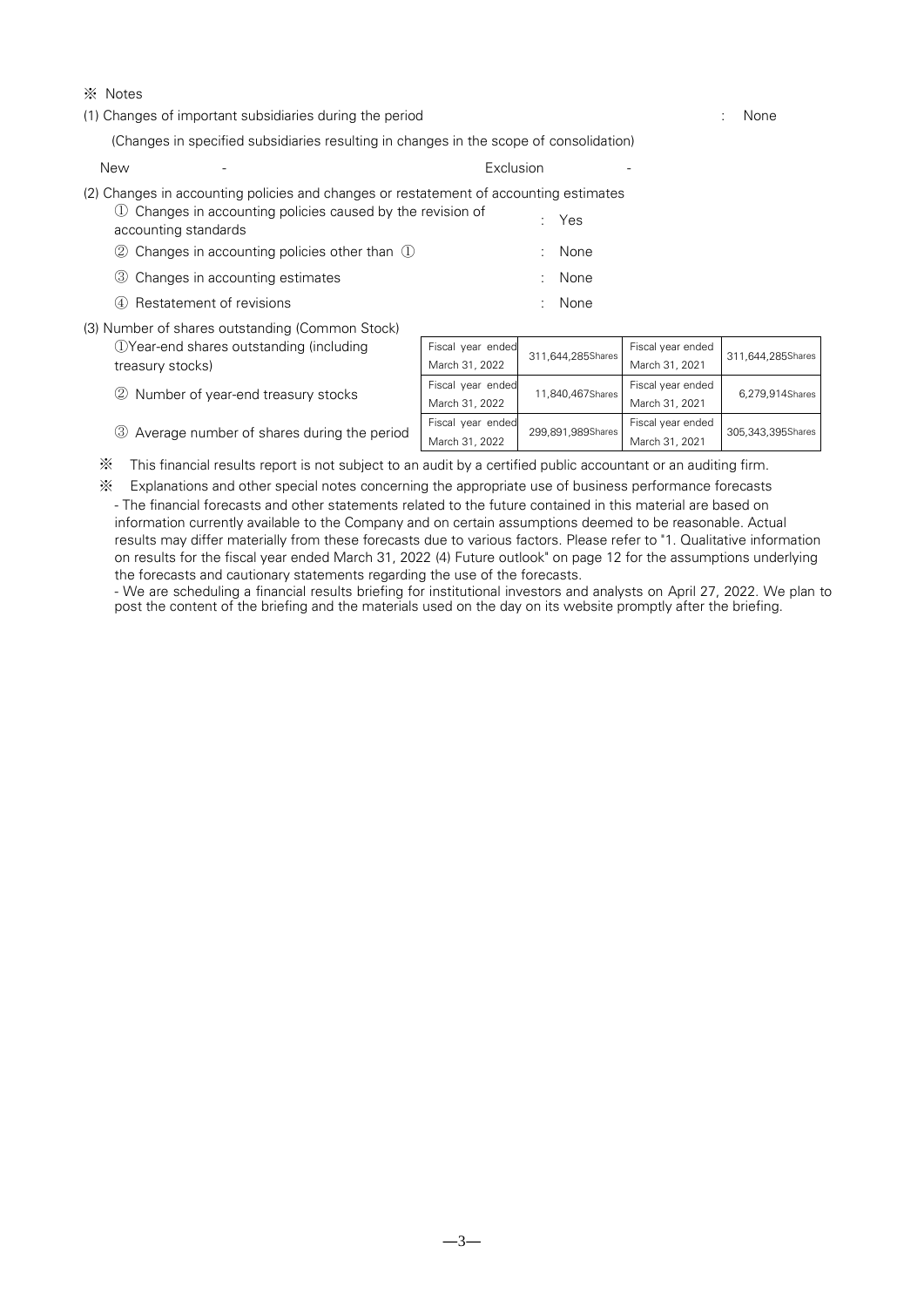※ Notes

(1) Changes of important subsidiaries during the period : None

(Changes in specified subsidiaries resulting in changes in the scope of consolidation)

New - Exclusion -

(2) Changes in accounting policies and changes or restatement of accounting estimates

① Changes in accounting policies caused by the revision of accounting standards : Yes

② Changes in accounting policies other than ① : None

③ Changes in accounting estimates : None

④ Restatement of revisions : None

(3) Number of shares outstanding (Common Stock)

| | | | | |
|---|---|---|---|---|
| ①Year-end shares outstanding (including treasury stocks) | Fiscal year ended March 31, 2022 | 311,644,285Shares | Fiscal year ended March 31, 2021 | 311,644,285Shares |
| ② Number of year-end treasury stocks | Fiscal year ended March 31, 2022 | 11,840,467Shares | Fiscal year ended March 31, 2021 | 6,279,914Shares |
| ③ Average number of shares during the period | Fiscal year ended March 31, 2022 | 299,891,989Shares | Fiscal year ended March 31, 2021 | 305,343,395Shares |

※ This financial results report is not subject to an audit by a certified public accountant or an auditing firm.

※ Explanations and other special notes concerning the appropriate use of business performance forecasts

- The financial forecasts and other statements related to the future contained in this material are based on information currently available to the Company and on certain assumptions deemed to be reasonable. Actual results may differ materially from these forecasts due to various factors. Please refer to "1. Qualitative information on results for the fiscal year ended March 31, 2022 (4) Future outlook" on page 12 for the assumptions underlying the forecasts and cautionary statements regarding the use of the forecasts.

- We are scheduling a financial results briefing for institutional investors and analysts on April 27, 2022. We plan to post the content of the briefing and the materials used on the day on its website promptly after the briefing.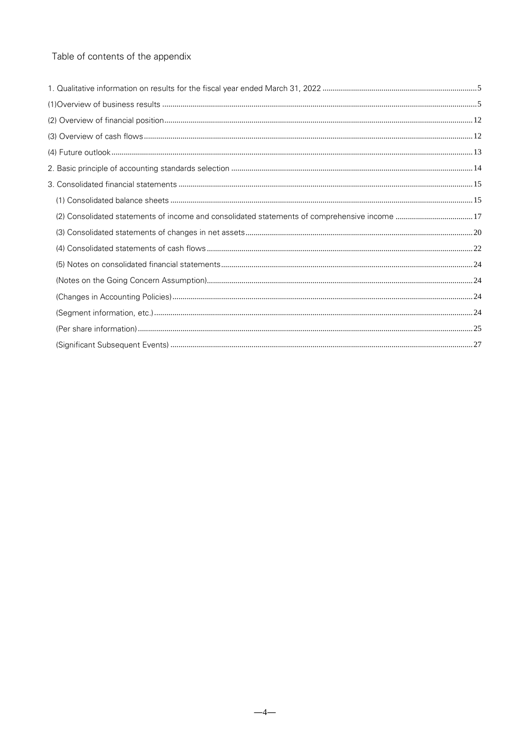# Table of contents of the appendix

| | |
|---|---|
| 1. Qualitative information on results for the fiscal year ended March 31, 2022 | 5 |
| (1)Overview of business results | 5 |
| (2) Overview of financial position | 12 |
| (3) Overview of cash flows | 12 |
| (4) Future outlook | 13 |
| 2. Basic principle of accounting standards selection | 14 |
| 3. Consolidated financial statements | 15 |
| (1) Consolidated balance sheets | 15 |
| (2) Consolidated statements of income and consolidated statements of comprehensive income | 17 |
| (3) Consolidated statements of changes in net assets | 20 |
| (4) Consolidated statements of cash flows | 22 |
| (5) Notes on consolidated financial statements | 24 |
| (Notes on the Going Concern Assumption) | 24 |
| (Changes in Accounting Policies) | 24 |
| (Segment information, etc.) | 24 |
| (Per share information) | 25 |
| (Significant Subsequent Events) | 27 |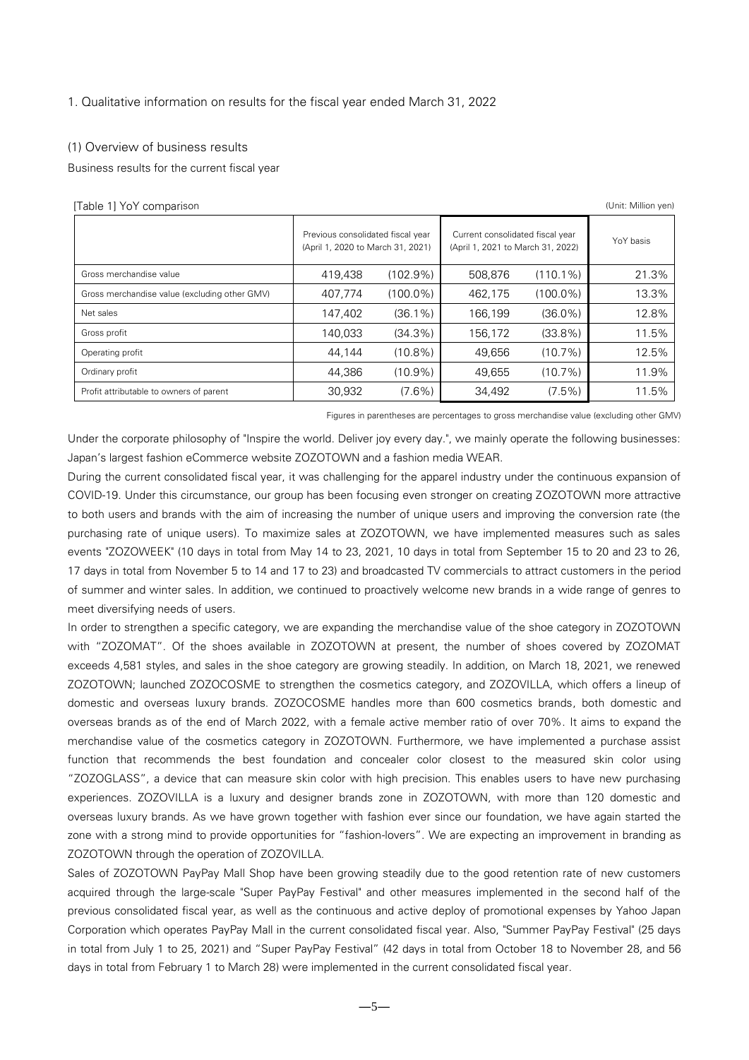## 1. Qualitative information on results for the fiscal year ended March 31, 2022

### (1) Overview of business results

Business results for the current fiscal year

[Table 1] YoY comparison (Unit: Million yen)

| | Previous consolidated fiscal year (April 1, 2020 to March 31, 2021) | | Current consolidated fiscal year (April 1, 2021 to March 31, 2022) | | YoY basis |
|---|---|---|---|---|---|
| Gross merchandise value | 419,438 | (102.9%) | 508,876 | (110.1%) | 21.3% |
| Gross merchandise value (excluding other GMV) | 407,774 | (100.0%) | 462,175 | (100.0%) | 13.3% |
| Net sales | 147,402 | (36.1%) | 166,199 | (36.0%) | 12.8% |
| Gross profit | 140,033 | (34.3%) | 156,172 | (33.8%) | 11.5% |
| Operating profit | 44,144 | (10.8%) | 49,656 | (10.7%) | 12.5% |
| Ordinary profit | 44,386 | (10.9%) | 49,655 | (10.7%) | 11.9% |
| Profit attributable to owners of parent | 30,932 | (7.6%) | 34,492 | (7.5%) | 11.5% |

Figures in parentheses are percentages to gross merchandise value (excluding other GMV)

Under the corporate philosophy of "Inspire the world. Deliver joy every day.", we mainly operate the following businesses: Japan's largest fashion eCommerce website ZOZOTOWN and a fashion media WEAR.

During the current consolidated fiscal year, it was challenging for the apparel industry under the continuous expansion of COVID-19. Under this circumstance, our group has been focusing even stronger on creating ZOZOTOWN more attractive to both users and brands with the aim of increasing the number of unique users and improving the conversion rate (the purchasing rate of unique users). To maximize sales at ZOZOTOWN, we have implemented measures such as sales events "ZOZOWEEK" (10 days in total from May 14 to 23, 2021, 10 days in total from September 15 to 20 and 23 to 26, 17 days in total from November 5 to 14 and 17 to 23) and broadcasted TV commercials to attract customers in the period of summer and winter sales. In addition, we continued to proactively welcome new brands in a wide range of genres to meet diversifying needs of users.

In order to strengthen a specific category, we are expanding the merchandise value of the shoe category in ZOZOTOWN with "ZOZOMAT". Of the shoes available in ZOZOTOWN at present, the number of shoes covered by ZOZOMAT exceeds 4,581 styles, and sales in the shoe category are growing steadily. In addition, on March 18, 2021, we renewed ZOZOTOWN; launched ZOZOCOSME to strengthen the cosmetics category, and ZOZOVILLA, which offers a lineup of domestic and overseas luxury brands. ZOZOCOSME handles more than 600 cosmetics brands, both domestic and overseas brands as of the end of March 2022, with a female active member ratio of over 70%. It aims to expand the merchandise value of the cosmetics category in ZOZOTOWN. Furthermore, we have implemented a purchase assist function that recommends the best foundation and concealer color closest to the measured skin color using "ZOZOGLASS", a device that can measure skin color with high precision. This enables users to have new purchasing experiences. ZOZOVILLA is a luxury and designer brands zone in ZOZOTOWN, with more than 120 domestic and overseas luxury brands. As we have grown together with fashion ever since our foundation, we have again started the zone with a strong mind to provide opportunities for "fashion-lovers". We are expecting an improvement in branding as ZOZOTOWN through the operation of ZOZOVILLA.

Sales of ZOZOTOWN PayPay Mall Shop have been growing steadily due to the good retention rate of new customers acquired through the large-scale "Super PayPay Festival" and other measures implemented in the second half of the previous consolidated fiscal year, as well as the continuous and active deploy of promotional expenses by Yahoo Japan Corporation which operates PayPay Mall in the current consolidated fiscal year. Also, "Summer PayPay Festival" (25 days in total from July 1 to 25, 2021) and "Super PayPay Festival" (42 days in total from October 18 to November 28, and 56 days in total from February 1 to March 28) were implemented in the current consolidated fiscal year.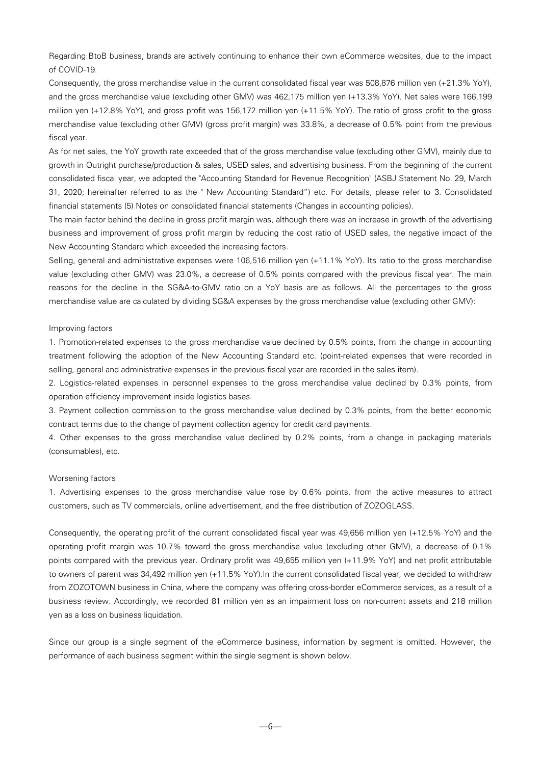Regarding BtoB business, brands are actively continuing to enhance their own eCommerce websites, due to the impact of COVID-19.

Consequently, the gross merchandise value in the current consolidated fiscal year was 508,876 million yen (+21.3% YoY), and the gross merchandise value (excluding other GMV) was 462,175 million yen (+13.3% YoY). Net sales were 166,199 million yen (+12.8% YoY), and gross profit was 156,172 million yen (+11.5% YoY). The ratio of gross profit to the gross merchandise value (excluding other GMV) (gross profit margin) was 33.8%, a decrease of 0.5% point from the previous fiscal year.

As for net sales, the YoY growth rate exceeded that of the gross merchandise value (excluding other GMV), mainly due to growth in Outright purchase/production & sales, USED sales, and advertising business. From the beginning of the current consolidated fiscal year, we adopted the "Accounting Standard for Revenue Recognition" (ASBJ Statement No. 29, March 31, 2020; hereinafter referred to as the " New Accounting Standard") etc. For details, please refer to 3. Consolidated financial statements (5) Notes on consolidated financial statements (Changes in accounting policies).

The main factor behind the decline in gross profit margin was, although there was an increase in growth of the advertising business and improvement of gross profit margin by reducing the cost ratio of USED sales, the negative impact of the New Accounting Standard which exceeded the increasing factors.

Selling, general and administrative expenses were 106,516 million yen (+11.1% YoY). Its ratio to the gross merchandise value (excluding other GMV) was 23.0%, a decrease of 0.5% points compared with the previous fiscal year. The main reasons for the decline in the SG&A-to-GMV ratio on a YoY basis are as follows. All the percentages to the gross merchandise value are calculated by dividing SG&A expenses by the gross merchandise value (excluding other GMV):

Improving factors

1. Promotion-related expenses to the gross merchandise value declined by 0.5% points, from the change in accounting treatment following the adoption of the New Accounting Standard etc. (point-related expenses that were recorded in selling, general and administrative expenses in the previous fiscal year are recorded in the sales item).
2. Logistics-related expenses in personnel expenses to the gross merchandise value declined by 0.3% points, from operation efficiency improvement inside logistics bases.
3. Payment collection commission to the gross merchandise value declined by 0.3% points, from the better economic contract terms due to the change of payment collection agency for credit card payments.
4. Other expenses to the gross merchandise value declined by 0.2% points, from a change in packaging materials (consumables), etc.

Worsening factors

1. Advertising expenses to the gross merchandise value rose by 0.6% points, from the active measures to attract customers, such as TV commercials, online advertisement, and the free distribution of ZOZOGLASS.

Consequently, the operating profit of the current consolidated fiscal year was 49,656 million yen (+12.5% YoY) and the operating profit margin was 10.7% toward the gross merchandise value (excluding other GMV), a decrease of 0.1% points compared with the previous year. Ordinary profit was 49,655 million yen (+11.9% YoY) and net profit attributable to owners of parent was 34,492 million yen (+11.5% YoY).In the current consolidated fiscal year, we decided to withdraw from ZOZOTOWN business in China, where the company was offering cross-border eCommerce services, as a result of a business review. Accordingly, we recorded 81 million yen as an impairment loss on non-current assets and 218 million yen as a loss on business liquidation.

Since our group is a single segment of the eCommerce business, information by segment is omitted. However, the performance of each business segment within the single segment is shown below.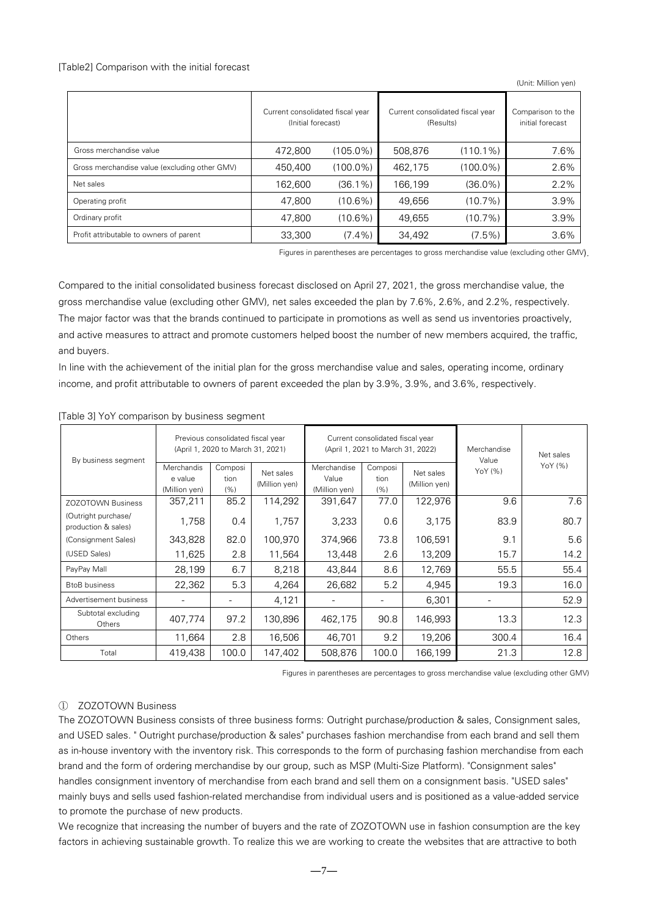[Table2] Comparison with the initial forecast

(Unit: Million yen)

| | Current consolidated fiscal year (Initial forecast) | | Current consolidated fiscal year (Results) | | Comparison to the initial forecast |
|---|---|---|---|---|---|
| Gross merchandise value | 472,800 | (105.0%) | 508,876 | (110.1%) | 7.6% |
| Gross merchandise value (excluding other GMV) | 450,400 | (100.0%) | 462,175 | (100.0%) | 2.6% |
| Net sales | 162,600 | (36.1%) | 166,199 | (36.0%) | 2.2% |
| Operating profit | 47,800 | (10.6%) | 49,656 | (10.7%) | 3.9% |
| Ordinary profit | 47,800 | (10.6%) | 49,655 | (10.7%) | 3.9% |
| Profit attributable to owners of parent | 33,300 | (7.4%) | 34,492 | (7.5%) | 3.6% |

Figures in parentheses are percentages to gross merchandise value (excluding other GMV).

Compared to the initial consolidated business forecast disclosed on April 27, 2021, the gross merchandise value, the gross merchandise value (excluding other GMV), net sales exceeded the plan by 7.6%, 2.6%, and 2.2%, respectively. The major factor was that the brands continued to participate in promotions as well as send us inventories proactively, and active measures to attract and promote customers helped boost the number of new members acquired, the traffic, and buyers.

In line with the achievement of the initial plan for the gross merchandise value and sales, operating income, ordinary income, and profit attributable to owners of parent exceeded the plan by 3.9%, 3.9%, and 3.6%, respectively.

[Table 3] YoY comparison by business segment

| By business segment | Previous consolidated fiscal year (April 1, 2020 to March 31, 2021) | | | Current consolidated fiscal year (April 1, 2021 to March 31, 2022) | | | Merchandise Value YoY (%) | Net sales YoY (%) |
|---|---|---|---|---|---|---|---|---|
| | Merchandise value (Million yen) | Composition (%) | Net sales (Million yen) | Merchandise Value (Million yen) | Composition (%) | Net sales (Million yen) | | |
| ZOZOTOWN Business | 357,211 | 85.2 | 114,292 | 391,647 | 77.0 | 122,976 | 9.6 | 7.6 |
| (Outright purchase/ production & sales) | 1,758 | 0.4 | 1,757 | 3,233 | 0.6 | 3,175 | 83.9 | 80.7 |
| (Consignment Sales) | 343,828 | 82.0 | 100,970 | 374,966 | 73.8 | 106,591 | 9.1 | 5.6 |
| (USED Sales) | 11,625 | 2.8 | 11,564 | 13,448 | 2.6 | 13,209 | 15.7 | 14.2 |
| PayPay Mall | 28,199 | 6.7 | 8,218 | 43,844 | 8.6 | 12,769 | 55.5 | 55.4 |
| BtoB business | 22,362 | 5.3 | 4,264 | 26,682 | 5.2 | 4,945 | 19.3 | 16.0 |
| Advertisement business | - | - | 4,121 | - | - | 6,301 | - | 52.9 |
| Subtotal excluding Others | 407,774 | 97.2 | 130,896 | 462,175 | 90.8 | 146,993 | 13.3 | 12.3 |
| Others | 11,664 | 2.8 | 16,506 | 46,701 | 9.2 | 19,206 | 300.4 | 16.4 |
| Total | 419,438 | 100.0 | 147,402 | 508,876 | 100.0 | 166,199 | 21.3 | 12.8 |

Figures in parentheses are percentages to gross merchandise value (excluding other GMV)

① ZOZOTOWN Business

The ZOZOTOWN Business consists of three business forms: Outright purchase/production & sales, Consignment sales, and USED sales. " Outright purchase/production & sales" purchases fashion merchandise from each brand and sell them as in-house inventory with the inventory risk. This corresponds to the form of purchasing fashion merchandise from each brand and the form of ordering merchandise by our group, such as MSP (Multi-Size Platform). "Consignment sales" handles consignment inventory of merchandise from each brand and sell them on a consignment basis. "USED sales" mainly buys and sells used fashion-related merchandise from individual users and is positioned as a value-added service to promote the purchase of new products.

We recognize that increasing the number of buyers and the rate of ZOZOTOWN use in fashion consumption are the key factors in achieving sustainable growth. To realize this we are working to create the websites that are attractive to both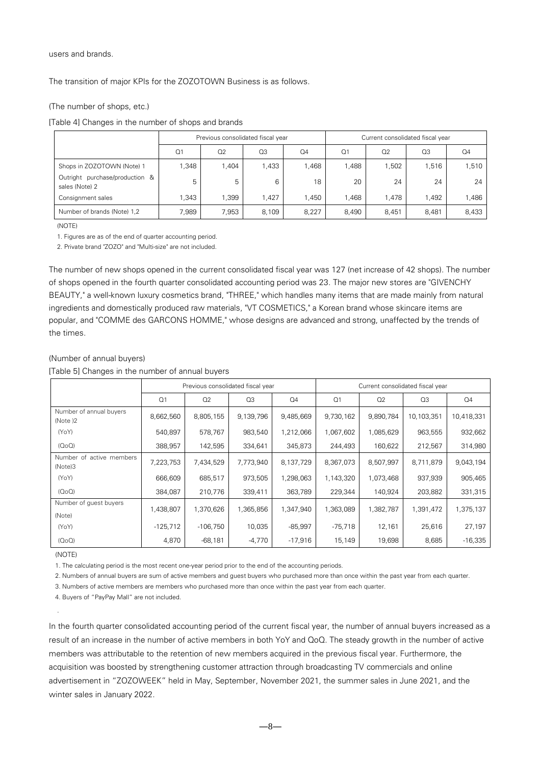users and brands.

The transition of major KPIs for the ZOZOTOWN Business is as follows.

(The number of shops, etc.)

[Table 4] Changes in the number of shops and brands

| | Previous consolidated fiscal year | | | | Current consolidated fiscal year | | | |
|---|---|---|---|---|---|---|---|---|
| | Q1 | Q2 | Q3 | Q4 | Q1 | Q2 | Q3 | Q4 |
| Shops in ZOZOTOWN (Note) 1 | 1,348 | 1,404 | 1,433 | 1,468 | 1,488 | 1,502 | 1,516 | 1,510 |
| Outright purchase/production & sales (Note) 2 | 5 | 5 | 6 | 18 | 20 | 24 | 24 | 24 |
| Consignment sales | 1,343 | 1,399 | 1,427 | 1,450 | 1,468 | 1,478 | 1,492 | 1,486 |
| Number of brands (Note) 1,2 | 7,989 | 7,953 | 8,109 | 8,227 | 8,490 | 8,451 | 8,481 | 8,433 |

(NOTE)

1. Figures are as of the end of quarter accounting period.

2. Private brand "ZOZO" and "Multi-size" are not included.

The number of new shops opened in the current consolidated fiscal year was 127 (net increase of 42 shops). The number of shops opened in the fourth quarter consolidated accounting period was 23. The major new stores are "GIVENCHY BEAUTY," a well-known luxury cosmetics brand, "THREE," which handles many items that are made mainly from natural ingredients and domestically produced raw materials, "VT COSMETICS," a Korean brand whose skincare items are popular, and "COMME des GARCONS HOMME," whose designs are advanced and strong, unaffected by the trends of the times.

(Number of annual buyers)

[Table 5] Changes in the number of annual buyers

| | Previous consolidated fiscal year | | | | Current consolidated fiscal year | | | |
|---|---|---|---|---|---|---|---|---|
| | Q1 | Q2 | Q3 | Q4 | Q1 | Q2 | Q3 | Q4 |
| Number of annual buyers (Note )2 | 8,662,560 | 8,805,155 | 9,139,796 | 9,485,669 | 9,730,162 | 9,890,784 | 10,103,351 | 10,418,331 |
| (YoY) | 540,897 | 578,767 | 983,540 | 1,212,066 | 1,067,602 | 1,085,629 | 963,555 | 932,662 |
| (QoQ) | 388,957 | 142,595 | 334,641 | 345,873 | 244,493 | 160,622 | 212,567 | 314,980 |
| Number of active members (Note)3 | 7,223,753 | 7,434,529 | 7,773,940 | 8,137,729 | 8,367,073 | 8,507,997 | 8,711,879 | 9,043,194 |
| (YoY) | 666,609 | 685,517 | 973,505 | 1,298,063 | 1,143,320 | 1,073,468 | 937,939 | 905,465 |
| (QoQ) | 384,087 | 210,776 | 339,411 | 363,789 | 229,344 | 140,924 | 203,882 | 331,315 |
| Number of guest buyers (Note) | 1,438,807 | 1,370,626 | 1,365,856 | 1,347,940 | 1,363,089 | 1,382,787 | 1,391,472 | 1,375,137 |
| (YoY) | -125,712 | -106,750 | 10,035 | -85,997 | -75,718 | 12,161 | 25,616 | 27,197 |
| (QoQ) | 4,870 | -68,181 | -4,770 | -17,916 | 15,149 | 19,698 | 8,685 | -16,335 |

(NOTE)

1. The calculating period is the most recent one-year period prior to the end of the accounting periods.

2. Numbers of annual buyers are sum of active members and guest buyers who purchased more than once within the past year from each quarter.

3. Numbers of active members are members who purchased more than once within the past year from each quarter.

4. Buyers of "PayPay Mall" are not included.

In the fourth quarter consolidated accounting period of the current fiscal year, the number of annual buyers increased as a result of an increase in the number of active members in both YoY and QoQ. The steady growth in the number of active members was attributable to the retention of new members acquired in the previous fiscal year. Furthermore, the acquisition was boosted by strengthening customer attraction through broadcasting TV commercials and online advertisement in "ZOZOWEEK" held in May, September, November 2021, the summer sales in June 2021, and the winter sales in January 2022.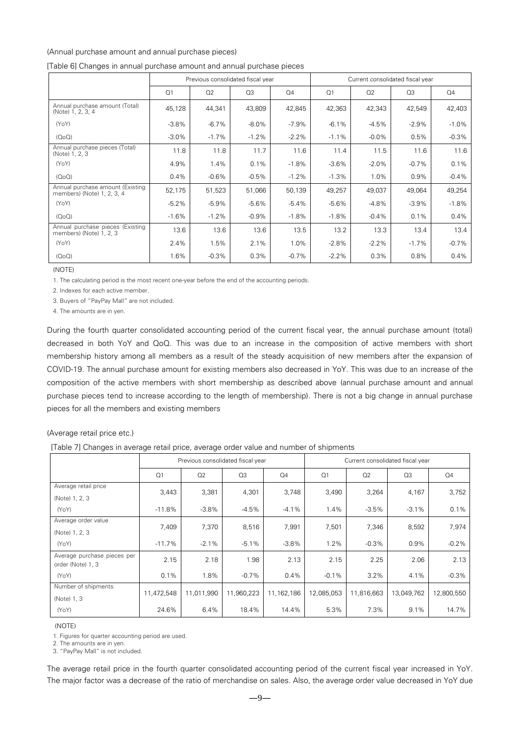(Annual purchase amount and annual purchase pieces)

[Table 6] Changes in annual purchase amount and annual purchase pieces

| | Previous consolidated fiscal year | | | | Current consolidated fiscal year | | | |
|---|---|---|---|---|---|---|---|---|
| | Q1 | Q2 | Q3 | Q4 | Q1 | Q2 | Q3 | Q4 |
| Annual purchase amount (Total) (Note) 1, 2, 3, 4 | 45,128 | 44,341 | 43,809 | 42,845 | 42,363 | 42,343 | 42,549 | 42,403 |
| (YoY) | -3.8% | -6.7% | -8.0% | -7.9% | -6.1% | -4.5% | -2.9% | -1.0% |
| (QoQ) | -3.0% | -1.7% | -1.2% | -2.2% | -1.1% | -0.0% | 0.5% | -0.3% |
| Annual purchase pieces (Total) (Note) 1, 2, 3 | 11.8 | 11.8 | 11.7 | 11.6 | 11.4 | 11.5 | 11.6 | 11.6 |
| (YoY) | 4.9% | 1.4% | 0.1% | -1.8% | -3.6% | -2.0% | -0.7% | 0.1% |
| (QoQ) | 0.4% | -0.6% | -0.5% | -1.2% | -1.3% | 1.0% | 0.9% | -0.4% |
| Annual purchase amount (Existing members) (Note) 1, 2, 3, 4 | 52,175 | 51,523 | 51,066 | 50,139 | 49,257 | 49,037 | 49,064 | 49,254 |
| (YoY) | -5.2% | -5.9% | -5.6% | -5.4% | -5.6% | -4.8% | -3.9% | -1.8% |
| (QoQ) | -1.6% | -1.2% | -0.9% | -1.8% | -1.8% | -0.4% | 0.1% | 0.4% |
| Annual purchase pieces (Existing members) (Note) 1, 2, 3 | 13.6 | 13.6 | 13.6 | 13.5 | 13.2 | 13.3 | 13.4 | 13.4 |
| (YoY) | 2.4% | 1.5% | 2.1% | 1.0% | -2.8% | -2.2% | -1.7% | -0.7% |
| (QoQ) | 1.6% | -0.3% | 0.3% | -0.7% | -2.2% | 0.3% | 0.8% | 0.4% |

(NOTE)

1. The calculating period is the most recent one-year before the end of the accounting periods.
2. Indexes for each active member.
3. Buyers of "PayPay Mall" are not included.
4. The amounts are in yen.

During the fourth quarter consolidated accounting period of the current fiscal year, the annual purchase amount (total) decreased in both YoY and QoQ. This was due to an increase in the composition of active members with short membership history among all members as a result of the steady acquisition of new members after the expansion of COVID-19. The annual purchase amount for existing members also decreased in YoY. This was due to an increase of the composition of the active members with short membership as described above (annual purchase amount and annual purchase pieces tend to increase according to the length of membership). There is not a big change in annual purchase pieces for all the members and existing members

(Average retail price etc.)

[Table 7] Changes in average retail price, average order value and number of shipments

| | Previous consolidated fiscal year | | | | Current consolidated fiscal year | | | |
|---|---|---|---|---|---|---|---|---|
| | Q1 | Q2 | Q3 | Q4 | Q1 | Q2 | Q3 | Q4 |
| Average retail price (Note) 1, 2, 3 | 3,443 | 3,381 | 4,301 | 3,748 | 3,490 | 3,264 | 4,167 | 3,752 |
| (YoY) | -11.8% | -3.8% | -4.5% | -4.1% | 1.4% | -3.5% | -3.1% | 0.1% |
| Average order value (Note) 1, 2, 3 | 7,409 | 7,370 | 8,516 | 7,991 | 7,501 | 7,346 | 8,592 | 7,974 |
| (YoY) | -11.7% | -2.1% | -5.1% | -3.8% | 1.2% | -0.3% | 0.9% | -0.2% |
| Average purchase pieces per order (Note) 1, 3 | 2.15 | 2.18 | 1.98 | 2.13 | 2.15 | 2.25 | 2.06 | 2.13 |
| (YoY) | 0.1% | 1.8% | -0.7% | 0.4% | -0.1% | 3.2% | 4.1% | -0.3% |
| Number of shipments (Note) 1, 3 | 11,472,548 | 11,011,990 | 11,960,223 | 11,162,186 | 12,085,053 | 11,816,663 | 13,049,762 | 12,800,550 |
| (YoY) | 24.6% | 6.4% | 18.4% | 14.4% | 5.3% | 7.3% | 9.1% | 14.7% |

(NOTE)

1. Figures for quarter accounting period are used.
2. The amounts are in yen.
3. "PayPay Mall" is not included.

The average retail price in the fourth quarter consolidated accounting period of the current fiscal year increased in YoY. The major factor was a decrease of the ratio of merchandise on sales. Also, the average order value decreased in YoY due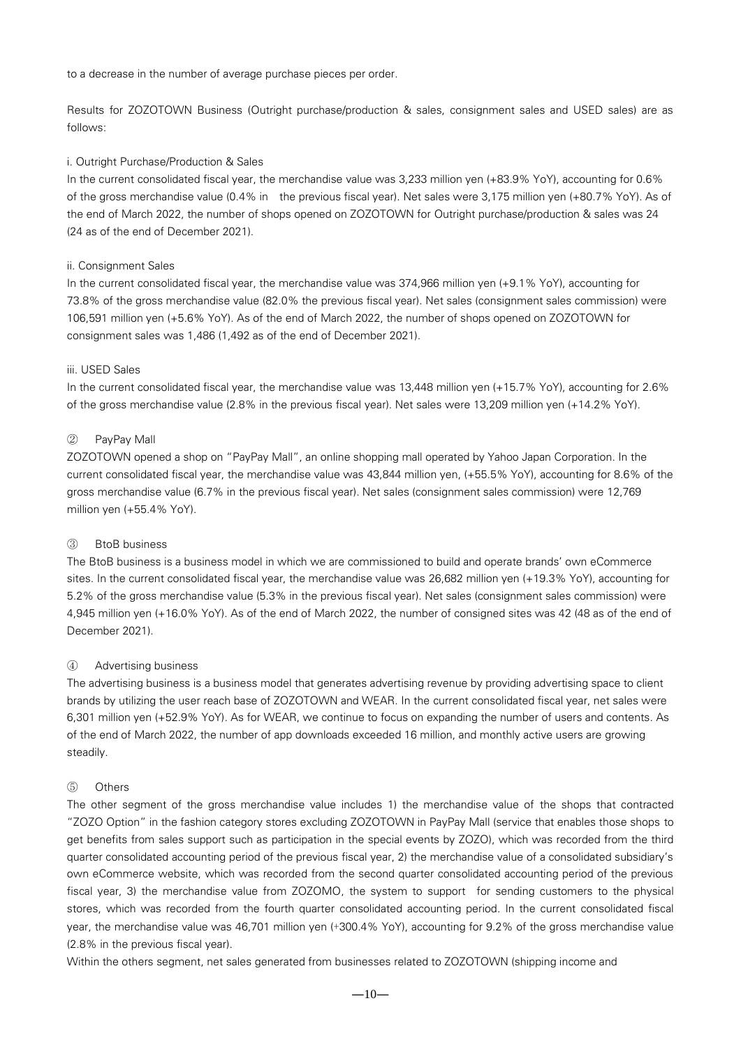to a decrease in the number of average purchase pieces per order.

Results for ZOZOTOWN Business (Outright purchase/production & sales, consignment sales and USED sales) are as follows:

i. Outright Purchase/Production & Sales

In the current consolidated fiscal year, the merchandise value was 3,233 million yen (+83.9% YoY), accounting for 0.6% of the gross merchandise value (0.4% in the previous fiscal year). Net sales were 3,175 million yen (+80.7% YoY). As of the end of March 2022, the number of shops opened on ZOZOTOWN for Outright purchase/production & sales was 24 (24 as of the end of December 2021).

ii. Consignment Sales

In the current consolidated fiscal year, the merchandise value was 374,966 million yen (+9.1% YoY), accounting for 73.8% of the gross merchandise value (82.0% the previous fiscal year). Net sales (consignment sales commission) were 106,591 million yen (+5.6% YoY). As of the end of March 2022, the number of shops opened on ZOZOTOWN for consignment sales was 1,486 (1,492 as of the end of December 2021).

iii. USED Sales

In the current consolidated fiscal year, the merchandise value was 13,448 million yen (+15.7% YoY), accounting for 2.6% of the gross merchandise value (2.8% in the previous fiscal year). Net sales were 13,209 million yen (+14.2% YoY).

② PayPay Mall

ZOZOTOWN opened a shop on "PayPay Mall", an online shopping mall operated by Yahoo Japan Corporation. In the current consolidated fiscal year, the merchandise value was 43,844 million yen, (+55.5% YoY), accounting for 8.6% of the gross merchandise value (6.7% in the previous fiscal year). Net sales (consignment sales commission) were 12,769 million yen (+55.4% YoY).

③ BtoB business

The BtoB business is a business model in which we are commissioned to build and operate brands' own eCommerce sites. In the current consolidated fiscal year, the merchandise value was 26,682 million yen (+19.3% YoY), accounting for 5.2% of the gross merchandise value (5.3% in the previous fiscal year). Net sales (consignment sales commission) were 4,945 million yen (+16.0% YoY). As of the end of March 2022, the number of consigned sites was 42 (48 as of the end of December 2021).

④ Advertising business

The advertising business is a business model that generates advertising revenue by providing advertising space to client brands by utilizing the user reach base of ZOZOTOWN and WEAR. In the current consolidated fiscal year, net sales were 6,301 million yen (+52.9% YoY). As for WEAR, we continue to focus on expanding the number of users and contents. As of the end of March 2022, the number of app downloads exceeded 16 million, and monthly active users are growing steadily.

⑤ Others

The other segment of the gross merchandise value includes 1) the merchandise value of the shops that contracted "ZOZO Option" in the fashion category stores excluding ZOZOTOWN in PayPay Mall (service that enables those shops to get benefits from sales support such as participation in the special events by ZOZO), which was recorded from the third quarter consolidated accounting period of the previous fiscal year, 2) the merchandise value of a consolidated subsidiary's own eCommerce website, which was recorded from the second quarter consolidated accounting period of the previous fiscal year, 3) the merchandise value from ZOZOMO, the system to support for sending customers to the physical stores, which was recorded from the fourth quarter consolidated accounting period. In the current consolidated fiscal year, the merchandise value was 46,701 million yen (+300.4% YoY), accounting for 9.2% of the gross merchandise value (2.8% in the previous fiscal year).

Within the others segment, net sales generated from businesses related to ZOZOTOWN (shipping income and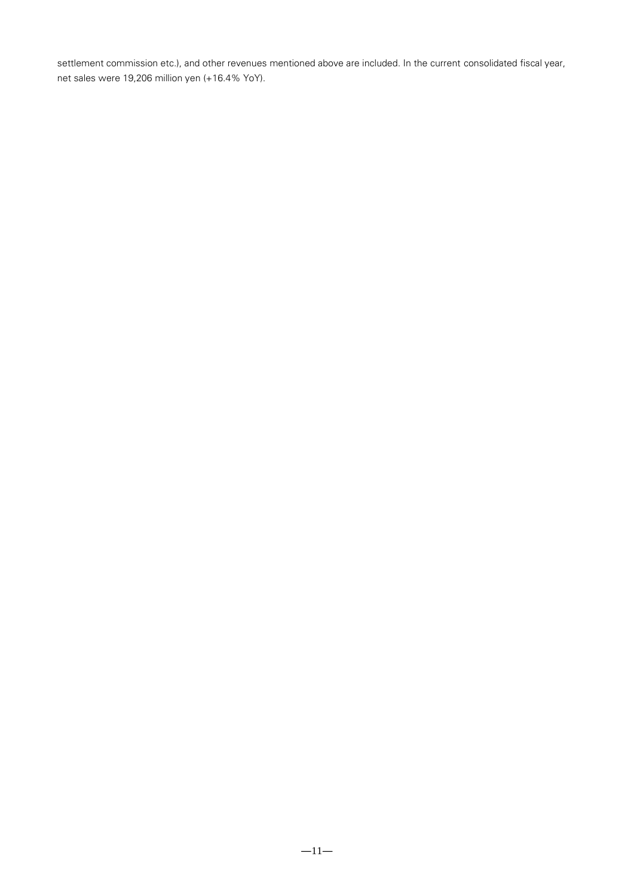settlement commission etc.), and other revenues mentioned above are included. In the current consolidated fiscal year, net sales were 19,206 million yen (+16.4% YoY).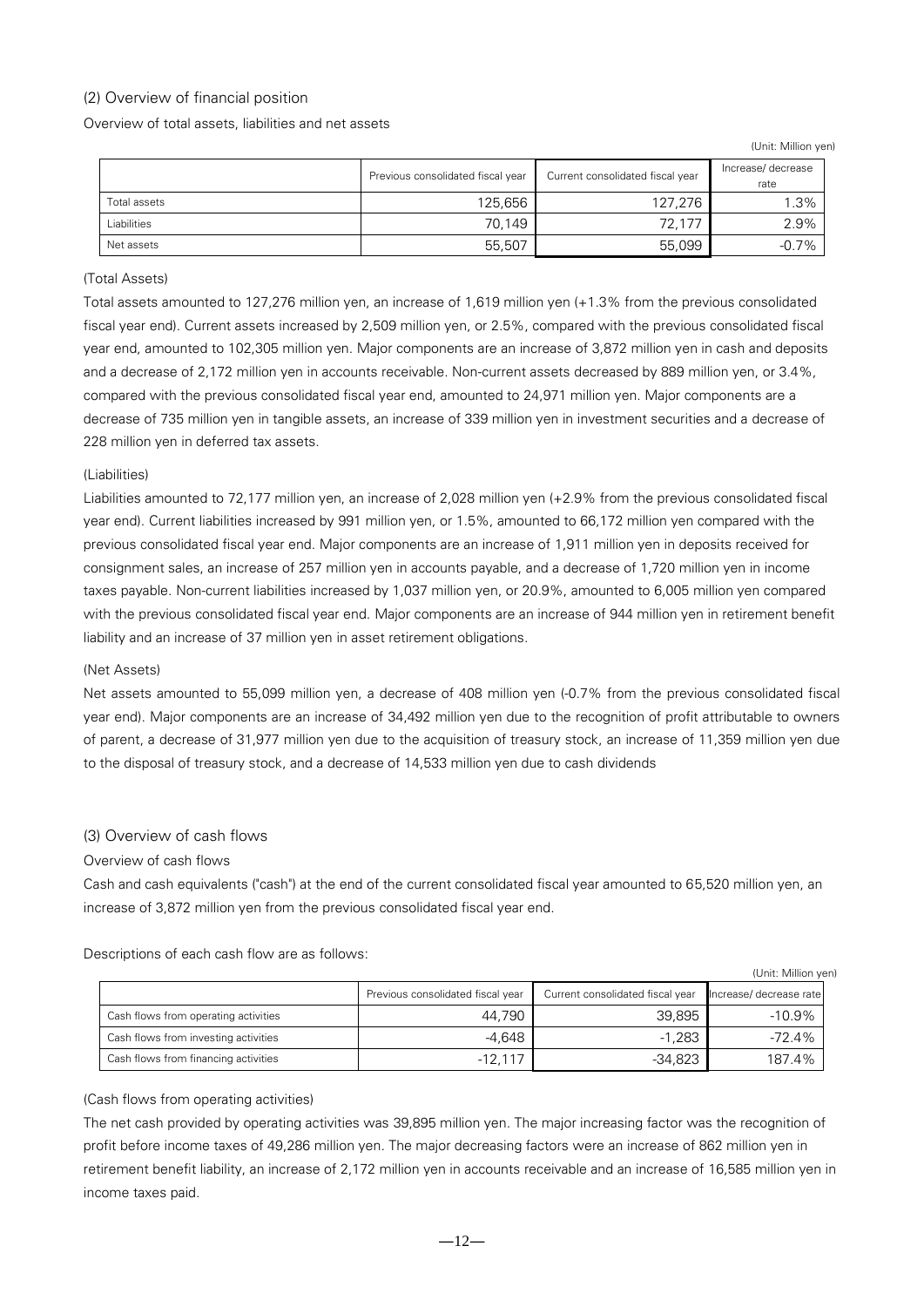## (2) Overview of financial position

Overview of total assets, liabilities and net assets

(Unit: Million yen)

| | Previous consolidated fiscal year | Current consolidated fiscal year | Increase/ decrease rate |
|---|---|---|---|
| Total assets | 125,656 | 127,276 | 1.3% |
| Liabilities | 70,149 | 72,177 | 2.9% |
| Net assets | 55,507 | 55,099 | -0.7% |

(Total Assets)

Total assets amounted to 127,276 million yen, an increase of 1,619 million yen (+1.3% from the previous consolidated fiscal year end). Current assets increased by 2,509 million yen, or 2.5%, compared with the previous consolidated fiscal year end, amounted to 102,305 million yen. Major components are an increase of 3,872 million yen in cash and deposits and a decrease of 2,172 million yen in accounts receivable. Non-current assets decreased by 889 million yen, or 3.4%, compared with the previous consolidated fiscal year end, amounted to 24,971 million yen. Major components are a decrease of 735 million yen in tangible assets, an increase of 339 million yen in investment securities and a decrease of 228 million yen in deferred tax assets.

(Liabilities)

Liabilities amounted to 72,177 million yen, an increase of 2,028 million yen (+2.9% from the previous consolidated fiscal year end). Current liabilities increased by 991 million yen, or 1.5%, amounted to 66,172 million yen compared with the previous consolidated fiscal year end. Major components are an increase of 1,911 million yen in deposits received for consignment sales, an increase of 257 million yen in accounts payable, and a decrease of 1,720 million yen in income taxes payable. Non-current liabilities increased by 1,037 million yen, or 20.9%, amounted to 6,005 million yen compared with the previous consolidated fiscal year end. Major components are an increase of 944 million yen in retirement benefit liability and an increase of 37 million yen in asset retirement obligations.

(Net Assets)

Net assets amounted to 55,099 million yen, a decrease of 408 million yen (-0.7% from the previous consolidated fiscal year end). Major components are an increase of 34,492 million yen due to the recognition of profit attributable to owners of parent, a decrease of 31,977 million yen due to the acquisition of treasury stock, an increase of 11,359 million yen due to the disposal of treasury stock, and a decrease of 14,533 million yen due to cash dividends

## (3) Overview of cash flows

Overview of cash flows

Cash and cash equivalents ("cash") at the end of the current consolidated fiscal year amounted to 65,520 million yen, an increase of 3,872 million yen from the previous consolidated fiscal year end.

Descriptions of each cash flow are as follows:

(Unit: Million yen)

| | Previous consolidated fiscal year | Current consolidated fiscal year | Increase/ decrease rate |
|---|---|---|---|
| Cash flows from operating activities | 44,790 | 39,895 | -10.9% |
| Cash flows from investing activities | -4,648 | -1,283 | -72.4% |
| Cash flows from financing activities | -12,117 | -34,823 | 187.4% |

(Cash flows from operating activities)

The net cash provided by operating activities was 39,895 million yen. The major increasing factor was the recognition of profit before income taxes of 49,286 million yen. The major decreasing factors were an increase of 862 million yen in retirement benefit liability, an increase of 2,172 million yen in accounts receivable and an increase of 16,585 million yen in income taxes paid.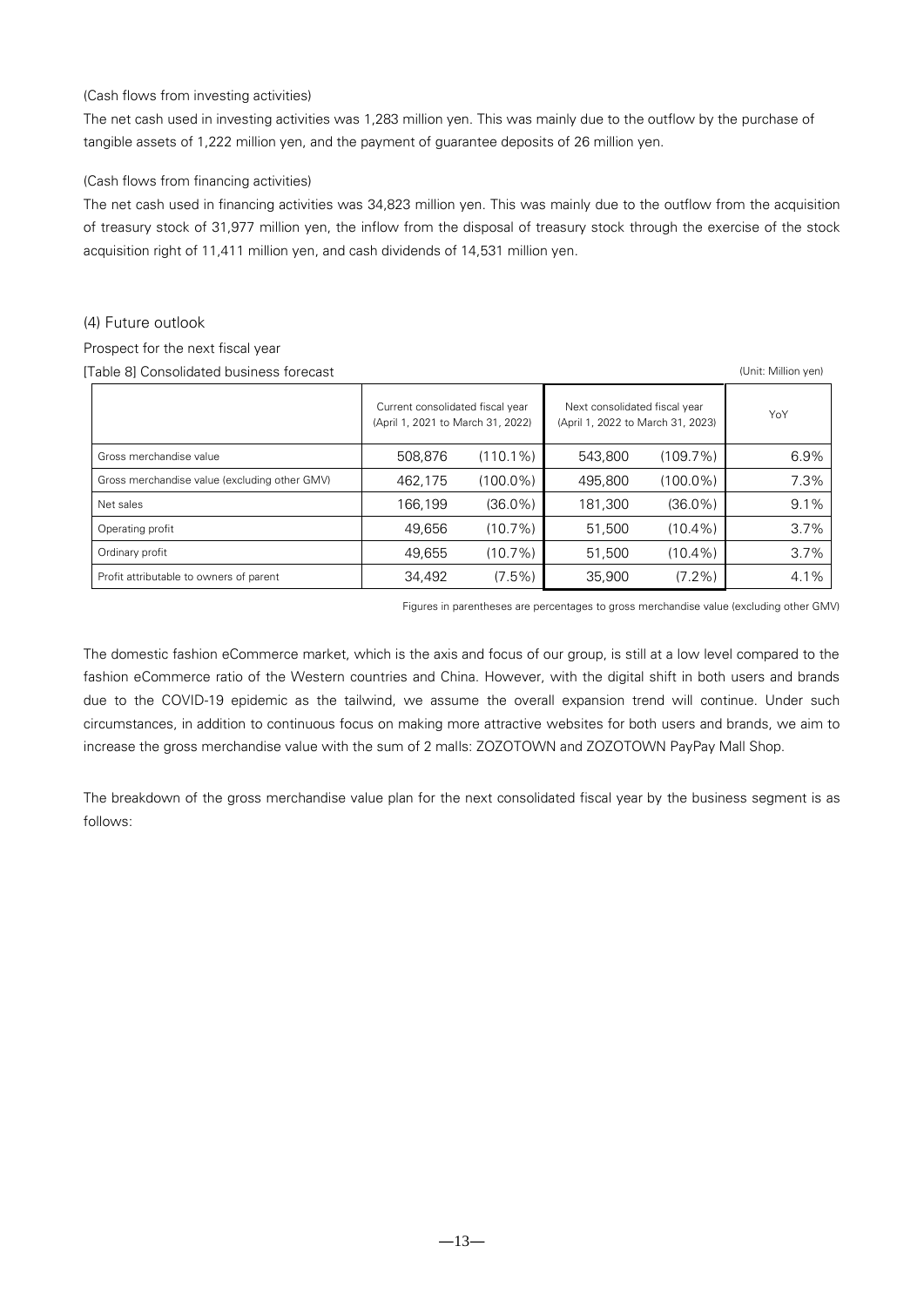(Cash flows from investing activities)

The net cash used in investing activities was 1,283 million yen. This was mainly due to the outflow by the purchase of tangible assets of 1,222 million yen, and the payment of guarantee deposits of 26 million yen.

(Cash flows from financing activities)

The net cash used in financing activities was 34,823 million yen. This was mainly due to the outflow from the acquisition of treasury stock of 31,977 million yen, the inflow from the disposal of treasury stock through the exercise of the stock acquisition right of 11,411 million yen, and cash dividends of 14,531 million yen.

## (4) Future outlook

Prospect for the next fiscal year

[Table 8] Consolidated business forecast (Unit: Million yen)

| | Current consolidated fiscal year (April 1, 2021 to March 31, 2022) | | Next consolidated fiscal year (April 1, 2022 to March 31, 2023) | | YoY |
|---|---|---|---|---|---|
| Gross merchandise value | 508,876 | (110.1%) | 543,800 | (109.7%) | 6.9% |
| Gross merchandise value (excluding other GMV) | 462,175 | (100.0%) | 495,800 | (100.0%) | 7.3% |
| Net sales | 166,199 | (36.0%) | 181,300 | (36.0%) | 9.1% |
| Operating profit | 49,656 | (10.7%) | 51,500 | (10.4%) | 3.7% |
| Ordinary profit | 49,655 | (10.7%) | 51,500 | (10.4%) | 3.7% |
| Profit attributable to owners of parent | 34,492 | (7.5%) | 35,900 | (7.2%) | 4.1% |

Figures in parentheses are percentages to gross merchandise value (excluding other GMV)

The domestic fashion eCommerce market, which is the axis and focus of our group, is still at a low level compared to the fashion eCommerce ratio of the Western countries and China. However, with the digital shift in both users and brands due to the COVID-19 epidemic as the tailwind, we assume the overall expansion trend will continue. Under such circumstances, in addition to continuous focus on making more attractive websites for both users and brands, we aim to increase the gross merchandise value with the sum of 2 malls: ZOZOTOWN and ZOZOTOWN PayPay Mall Shop.

The breakdown of the gross merchandise value plan for the next consolidated fiscal year by the business segment is as follows: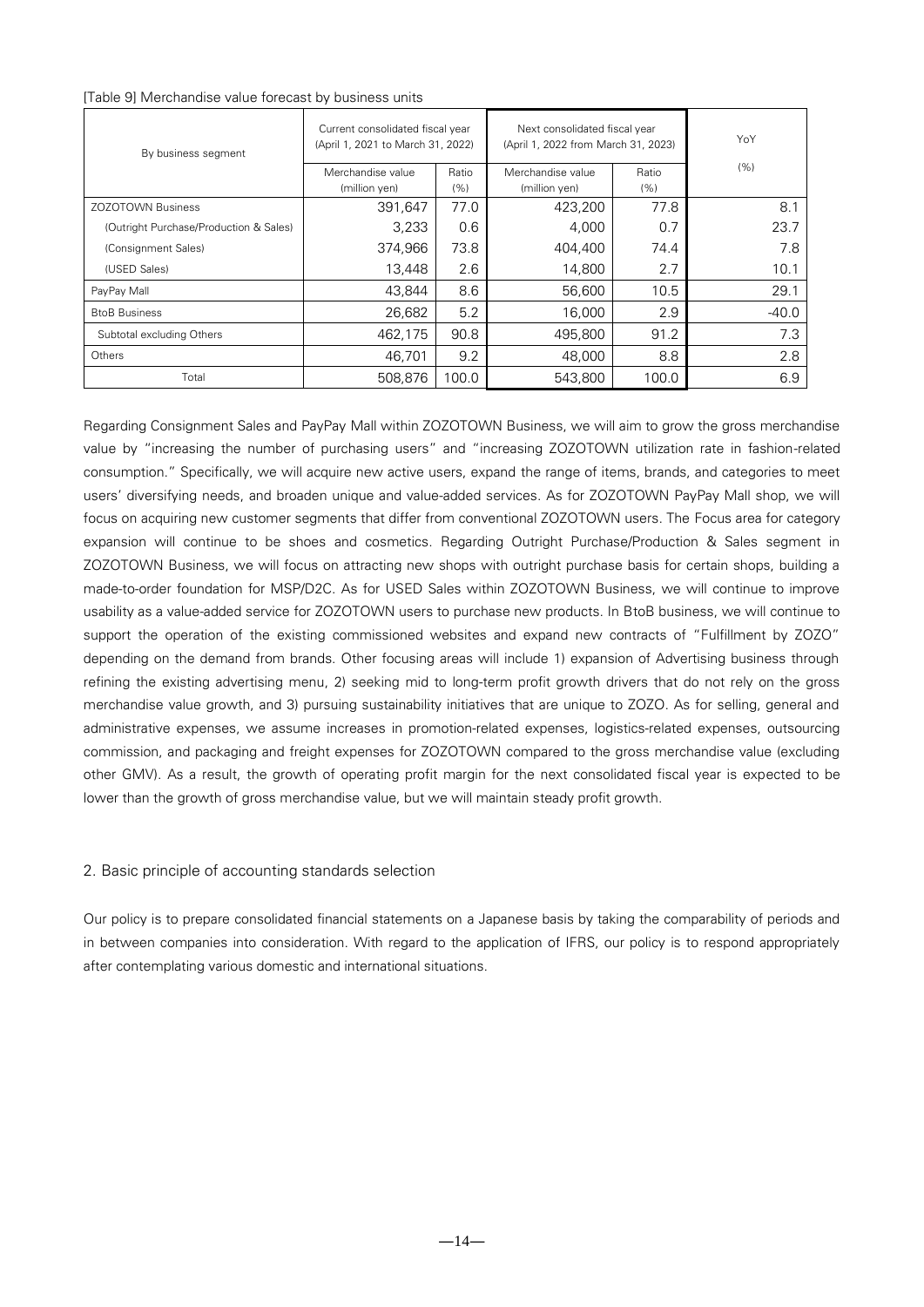[Table 9] Merchandise value forecast by business units

| By business segment | Current consolidated fiscal year (April 1, 2021 to March 31, 2022) | | Next consolidated fiscal year (April 1, 2022 from March 31, 2023) | | YoY |
|---|---|---|---|---|---|
| | Merchandise value (million yen) | Ratio (%) | Merchandise value (million yen) | Ratio (%) | (%) |
| ZOZOTOWN Business | 391,647 | 77.0 | 423,200 | 77.8 | 8.1 |
| (Outright Purchase/Production & Sales) | 3,233 | 0.6 | 4,000 | 0.7 | 23.7 |
| (Consignment Sales) | 374,966 | 73.8 | 404,400 | 74.4 | 7.8 |
| (USED Sales) | 13,448 | 2.6 | 14,800 | 2.7 | 10.1 |
| PayPay Mall | 43,844 | 8.6 | 56,600 | 10.5 | 29.1 |
| BtoB Business | 26,682 | 5.2 | 16,000 | 2.9 | -40.0 |
| Subtotal excluding Others | 462,175 | 90.8 | 495,800 | 91.2 | 7.3 |
| Others | 46,701 | 9.2 | 48,000 | 8.8 | 2.8 |
| Total | 508,876 | 100.0 | 543,800 | 100.0 | 6.9 |

Regarding Consignment Sales and PayPay Mall within ZOZOTOWN Business, we will aim to grow the gross merchandise value by "increasing the number of purchasing users" and "increasing ZOZOTOWN utilization rate in fashion-related consumption." Specifically, we will acquire new active users, expand the range of items, brands, and categories to meet users' diversifying needs, and broaden unique and value-added services. As for ZOZOTOWN PayPay Mall shop, we will focus on acquiring new customer segments that differ from conventional ZOZOTOWN users. The Focus area for category expansion will continue to be shoes and cosmetics. Regarding Outright Purchase/Production & Sales segment in ZOZOTOWN Business, we will focus on attracting new shops with outright purchase basis for certain shops, building a made-to-order foundation for MSP/D2C. As for USED Sales within ZOZOTOWN Business, we will continue to improve usability as a value-added service for ZOZOTOWN users to purchase new products. In BtoB business, we will continue to support the operation of the existing commissioned websites and expand new contracts of "Fulfillment by ZOZO" depending on the demand from brands. Other focusing areas will include 1) expansion of Advertising business through refining the existing advertising menu, 2) seeking mid to long-term profit growth drivers that do not rely on the gross merchandise value growth, and 3) pursuing sustainability initiatives that are unique to ZOZO. As for selling, general and administrative expenses, we assume increases in promotion-related expenses, logistics-related expenses, outsourcing commission, and packaging and freight expenses for ZOZOTOWN compared to the gross merchandise value (excluding other GMV). As a result, the growth of operating profit margin for the next consolidated fiscal year is expected to be lower than the growth of gross merchandise value, but we will maintain steady profit growth.

## 2. Basic principle of accounting standards selection

Our policy is to prepare consolidated financial statements on a Japanese basis by taking the comparability of periods and in between companies into consideration. With regard to the application of IFRS, our policy is to respond appropriately after contemplating various domestic and international situations.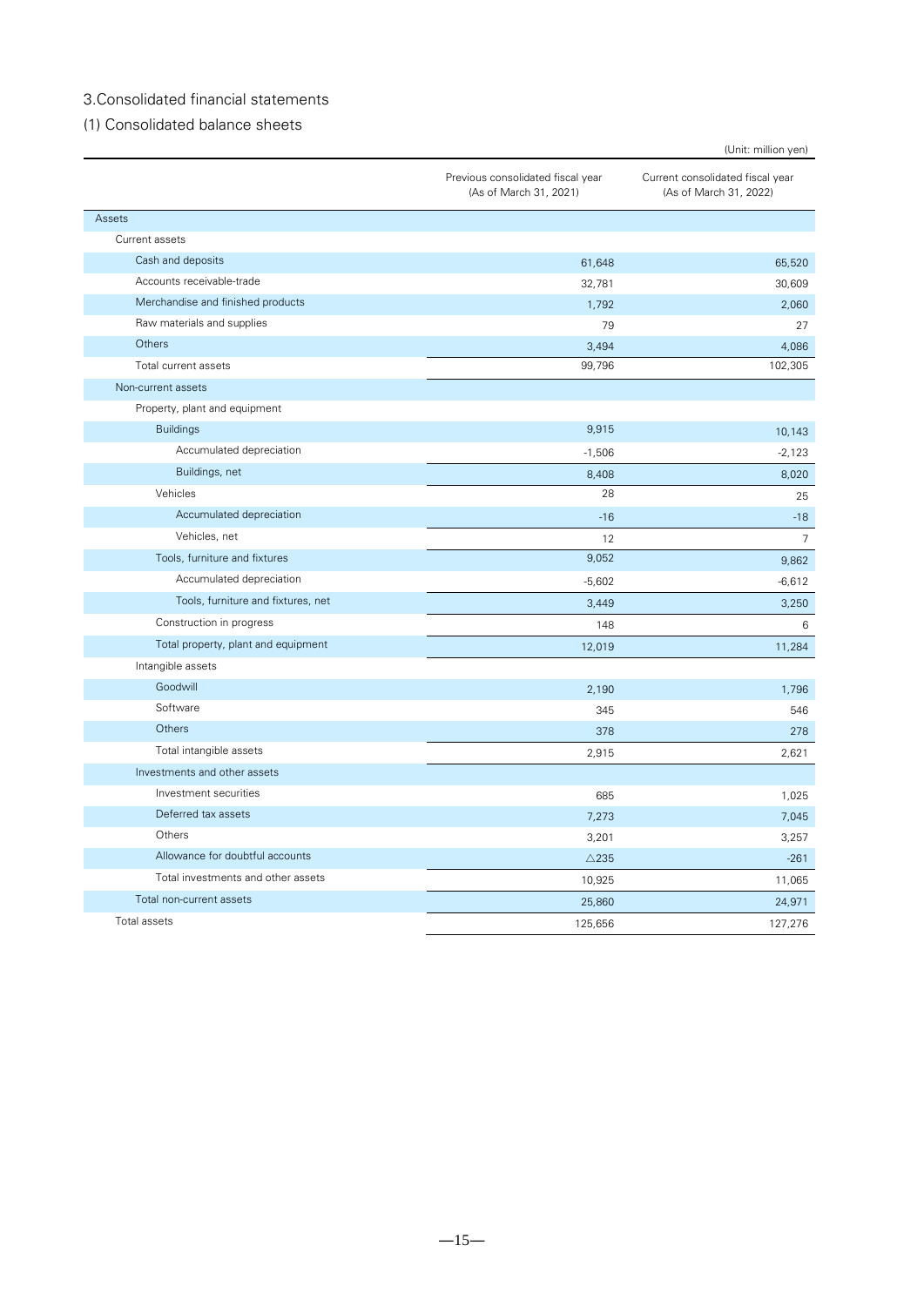## 3.Consolidated financial statements

### (1) Consolidated balance sheets

(Unit: million yen)

| | Previous consolidated fiscal year (As of March 31, 2021) | Current consolidated fiscal year (As of March 31, 2022) |
|---|---|---|
| Assets | | |
| Current assets | | |
| Cash and deposits | 61,648 | 65,520 |
| Accounts receivable-trade | 32,781 | 30,609 |
| Merchandise and finished products | 1,792 | 2,060 |
| Raw materials and supplies | 79 | 27 |
| Others | 3,494 | 4,086 |
| Total current assets | 99,796 | 102,305 |
| Non-current assets | | |
| Property, plant and equipment | | |
| Buildings | 9,915 | 10,143 |
| Accumulated depreciation | -1,506 | -2,123 |
| Buildings, net | 8,408 | 8,020 |
| Vehicles | 28 | 25 |
| Accumulated depreciation | -16 | -18 |
| Vehicles, net | 12 | 7 |
| Tools, furniture and fixtures | 9,052 | 9,862 |
| Accumulated depreciation | -5,602 | -6,612 |
| Tools, furniture and fixtures, net | 3,449 | 3,250 |
| Construction in progress | 148 | 6 |
| Total property, plant and equipment | 12,019 | 11,284 |
| Intangible assets | | |
| Goodwill | 2,190 | 1,796 |
| Software | 345 | 546 |
| Others | 378 | 278 |
| Total intangible assets | 2,915 | 2,621 |
| Investments and other assets | | |
| Investment securities | 685 | 1,025 |
| Deferred tax assets | 7,273 | 7,045 |
| Others | 3,201 | 3,257 |
| Allowance for doubtful accounts | △235 | -261 |
| Total investments and other assets | 10,925 | 11,065 |
| Total non-current assets | 25,860 | 24,971 |
| Total assets | 125,656 | 127,276 |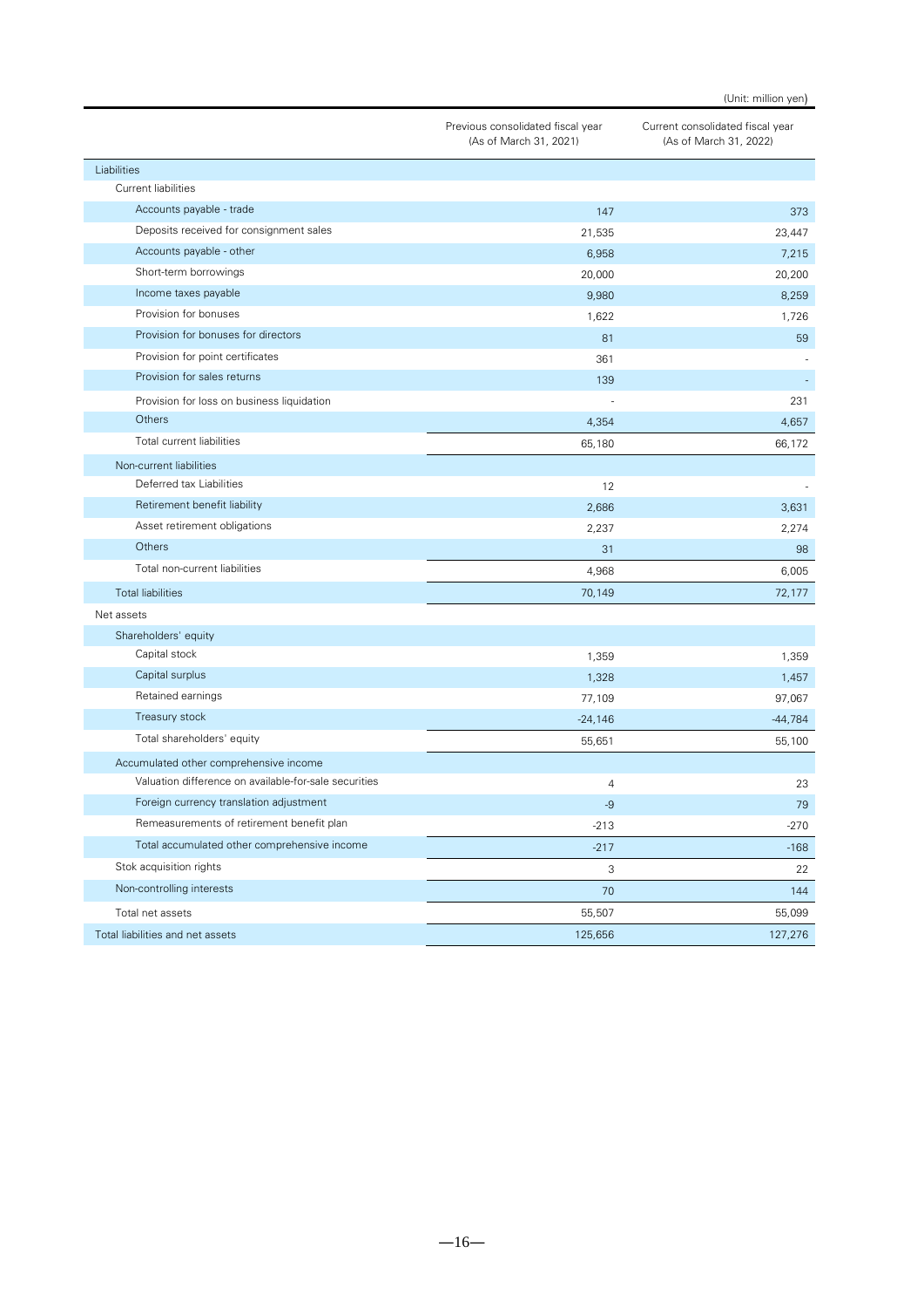(Unit: million yen)

| | Previous consolidated fiscal year (As of March 31, 2021) | Current consolidated fiscal year (As of March 31, 2022) |
|---|---|---|
| Liabilities | | |
| Current liabilities | | |
| Accounts payable - trade | 147 | 373 |
| Deposits received for consignment sales | 21,535 | 23,447 |
| Accounts payable - other | 6,958 | 7,215 |
| Short-term borrowings | 20,000 | 20,200 |
| Income taxes payable | 9,980 | 8,259 |
| Provision for bonuses | 1,622 | 1,726 |
| Provision for bonuses for directors | 81 | 59 |
| Provision for point certificates | 361 | - |
| Provision for sales returns | 139 | - |
| Provision for loss on business liquidation | - | 231 |
| Others | 4,354 | 4,657 |
| Total current liabilities | 65,180 | 66,172 |
| Non-current liabilities | | |
| Deferred tax Liabilities | 12 | - |
| Retirement benefit liability | 2,686 | 3,631 |
| Asset retirement obligations | 2,237 | 2,274 |
| Others | 31 | 98 |
| Total non-current liabilities | 4,968 | 6,005 |
| Total liabilities | 70,149 | 72,177 |
| Net assets | | |
| Shareholders' equity | | |
| Capital stock | 1,359 | 1,359 |
| Capital surplus | 1,328 | 1,457 |
| Retained earnings | 77,109 | 97,067 |
| Treasury stock | -24,146 | -44,784 |
| Total shareholders' equity | 55,651 | 55,100 |
| Accumulated other comprehensive income | | |
| Valuation difference on available-for-sale securities | 4 | 23 |
| Foreign currency translation adjustment | -9 | 79 |
| Remeasurements of retirement benefit plan | -213 | -270 |
| Total accumulated other comprehensive income | -217 | -168 |
| Stok acquisition rights | 3 | 22 |
| Non-controlling interests | 70 | 144 |
| Total net assets | 55,507 | 55,099 |
| Total liabilities and net assets | 125,656 | 127,276 |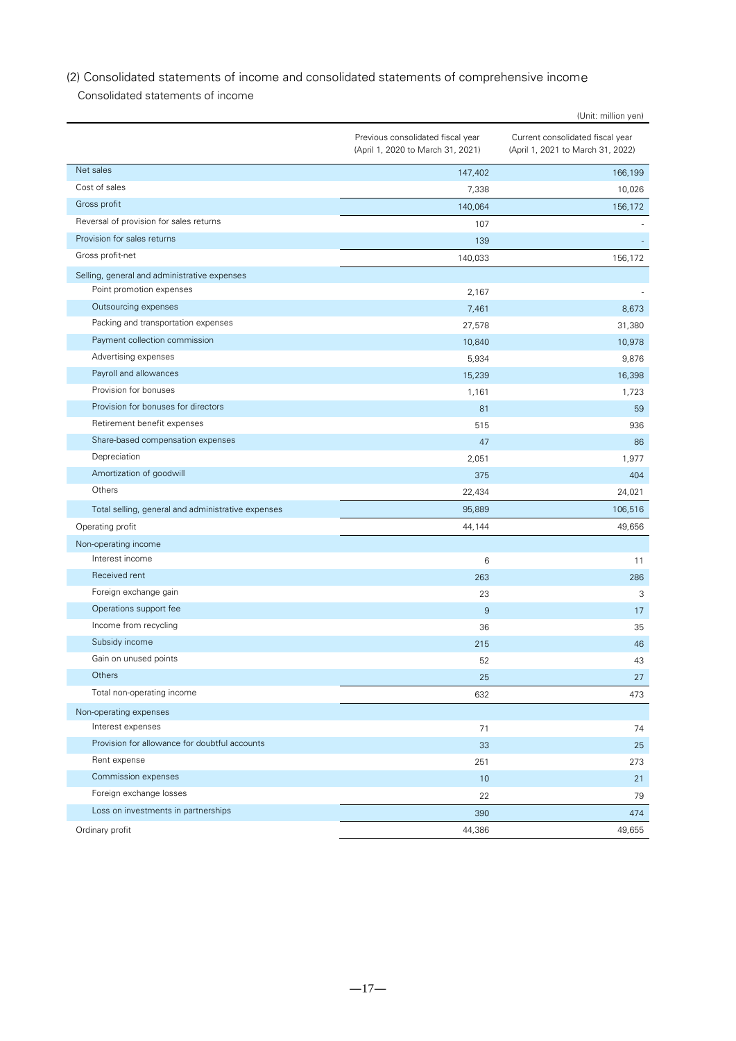## (2) Consolidated statements of income and consolidated statements of comprehensive income

Consolidated statements of income

(Unit: million yen)

| | Previous consolidated fiscal year (April 1, 2020 to March 31, 2021) | Current consolidated fiscal year (April 1, 2021 to March 31, 2022) |
|---|---|---|
| Net sales | 147,402 | 166,199 |
| Cost of sales | 7,338 | 10,026 |
| Gross profit | 140,064 | 156,172 |
| Reversal of provision for sales returns | 107 | - |
| Provision for sales returns | 139 | - |
| Gross profit-net | 140,033 | 156,172 |
| Selling, general and administrative expenses | | |
| Point promotion expenses | 2,167 | - |
| Outsourcing expenses | 7,461 | 8,673 |
| Packing and transportation expenses | 27,578 | 31,380 |
| Payment collection commission | 10,840 | 10,978 |
| Advertising expenses | 5,934 | 9,876 |
| Payroll and allowances | 15,239 | 16,398 |
| Provision for bonuses | 1,161 | 1,723 |
| Provision for bonuses for directors | 81 | 59 |
| Retirement benefit expenses | 515 | 936 |
| Share-based compensation expenses | 47 | 86 |
| Depreciation | 2,051 | 1,977 |
| Amortization of goodwill | 375 | 404 |
| Others | 22,434 | 24,021 |
| Total selling, general and administrative expenses | 95,889 | 106,516 |
| Operating profit | 44,144 | 49,656 |
| Non-operating income | | |
| Interest income | 6 | 11 |
| Received rent | 263 | 286 |
| Foreign exchange gain | 23 | 3 |
| Operations support fee | 9 | 17 |
| Income from recycling | 36 | 35 |
| Subsidy income | 215 | 46 |
| Gain on unused points | 52 | 43 |
| Others | 25 | 27 |
| Total non-operating income | 632 | 473 |
| Non-operating expenses | | |
| Interest expenses | 71 | 74 |
| Provision for allowance for doubtful accounts | 33 | 25 |
| Rent expense | 251 | 273 |
| Commission expenses | 10 | 21 |
| Foreign exchange losses | 22 | 79 |
| Loss on investments in partnerships | 390 | 474 |
| Ordinary profit | 44,386 | 49,655 |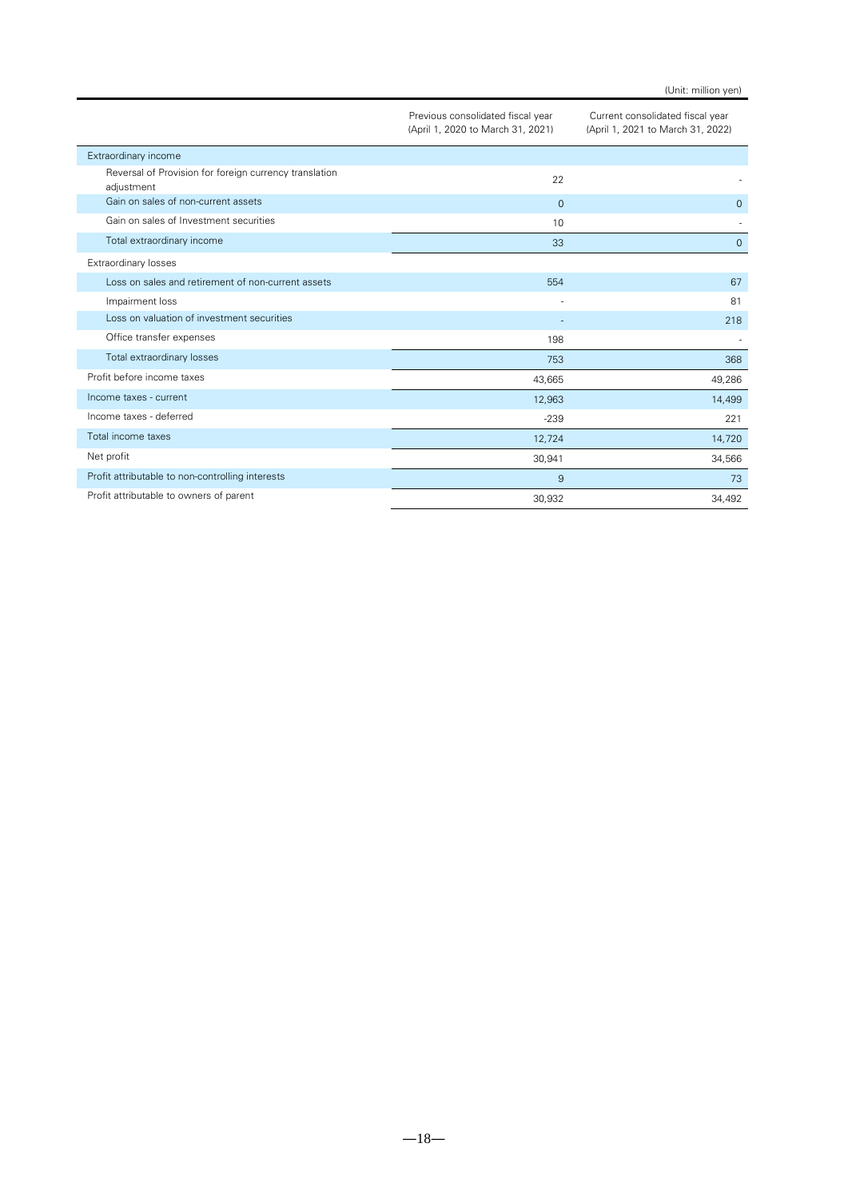(Unit: million yen)

| | Previous consolidated fiscal year (April 1, 2020 to March 31, 2021) | Current consolidated fiscal year (April 1, 2021 to March 31, 2022) |
|---|---|---|
| Extraordinary income | | |
| Reversal of Provision for foreign currency translation adjustment | 22 | - |
| Gain on sales of non-current assets | 0 | 0 |
| Gain on sales of Investment securities | 10 | - |
| Total extraordinary income | 33 | 0 |
| Extraordinary losses | | |
| Loss on sales and retirement of non-current assets | 554 | 67 |
| Impairment loss | - | 81 |
| Loss on valuation of investment securities | - | 218 |
| Office transfer expenses | 198 | - |
| Total extraordinary losses | 753 | 368 |
| Profit before income taxes | 43,665 | 49,286 |
| Income taxes - current | 12,963 | 14,499 |
| Income taxes - deferred | -239 | 221 |
| Total income taxes | 12,724 | 14,720 |
| Net profit | 30,941 | 34,566 |
| Profit attributable to non-controlling interests | 9 | 73 |
| Profit attributable to owners of parent | 30,932 | 34,492 |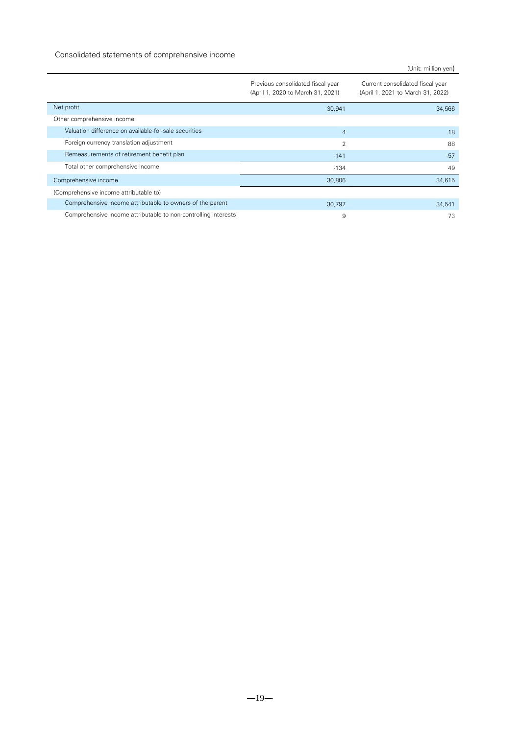## Consolidated statements of comprehensive income

(Unit: million yen)

| | Previous consolidated fiscal year (April 1, 2020 to March 31, 2021) | Current consolidated fiscal year (April 1, 2021 to March 31, 2022) |
|---|---|---|
| Net profit | 30,941 | 34,566 |
| Other comprehensive income | | |
| Valuation difference on available-for-sale securities | 4 | 18 |
| Foreign currency translation adjustment | 2 | 88 |
| Remeasurements of retirement benefit plan | -141 | -57 |
| Total other comprehensive income | -134 | 49 |
| Comprehensive income | 30,806 | 34,615 |
| (Comprehensive income attributable to) | | |
| Comprehensive income attributable to owners of the parent | 30,797 | 34,541 |
| Comprehensive income attributable to non-controlling interests | 9 | 73 |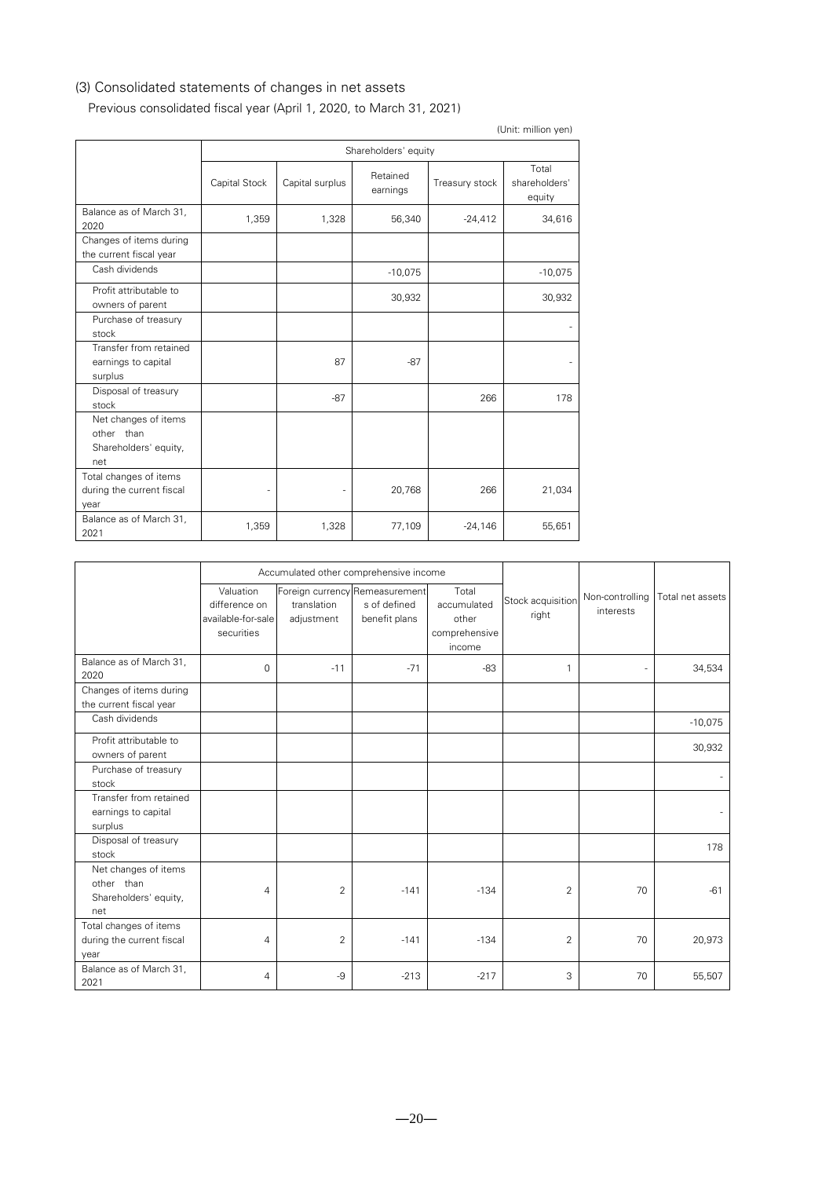### (3) Consolidated statements of changes in net assets

Previous consolidated fiscal year (April 1, 2020, to March 31, 2021)

(Unit: million yen)

| | Shareholders' equity | | | | |
|---|---|---|---|---|---|
| | Capital Stock | Capital surplus | Retained earnings | Treasury stock | Total shareholders' equity |
| Balance as of March 31, 2020 | 1,359 | 1,328 | 56,340 | -24,412 | 34,616 |
| Changes of items during the current fiscal year | | | | | |
| Cash dividends | | | -10,075 | | -10,075 |
| Profit attributable to owners of parent | | | 30,932 | | 30,932 |
| Purchase of treasury stock | | | | | - |
| Transfer from retained earnings to capital surplus | | 87 | -87 | | - |
| Disposal of treasury stock | | -87 | | 266 | 178 |
| Net changes of items other than Shareholders' equity, net | | | | | |
| Total changes of items during the current fiscal year | - | - | 20,768 | 266 | 21,034 |
| Balance as of March 31, 2021 | 1,359 | 1,328 | 77,109 | -24,146 | 55,651 |

| | Accumulated other comprehensive income | | | | Stock acquisition right | Non-controlling interests | Total net assets |
|---|---|---|---|---|---|---|---|
| | Valuation difference on available-for-sale securities | Foreign currency translation adjustment | Remeasurements of defined benefit plans | Total accumulated other comprehensive income | | | |
| Balance as of March 31, 2020 | 0 | -11 | -71 | -83 | 1 | - | 34,534 |
| Changes of items during the current fiscal year | | | | | | | |
| Cash dividends | | | | | | | -10,075 |
| Profit attributable to owners of parent | | | | | | | 30,932 |
| Purchase of treasury stock | | | | | | | - |
| Transfer from retained earnings to capital surplus | | | | | | | - |
| Disposal of treasury stock | | | | | | | 178 |
| Net changes of items other than Shareholders' equity, net | 4 | 2 | -141 | -134 | 2 | 70 | -61 |
| Total changes of items during the current fiscal year | 4 | 2 | -141 | -134 | 2 | 70 | 20,973 |
| Balance as of March 31, 2021 | 4 | -9 | -213 | -217 | 3 | 70 | 55,507 |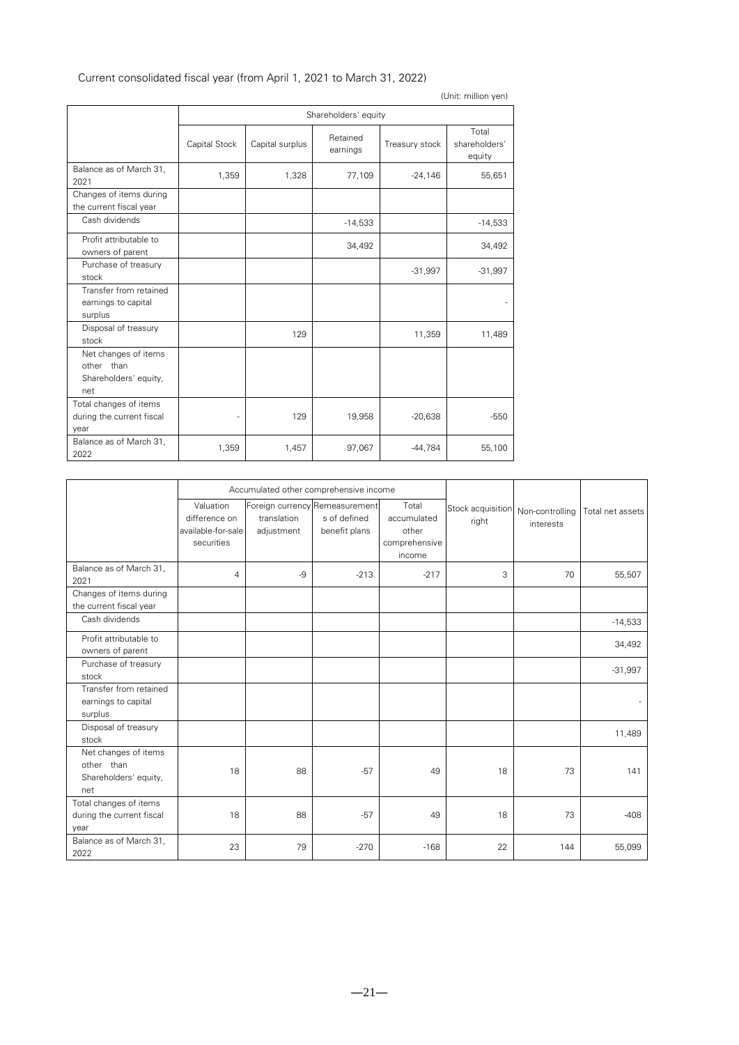Current consolidated fiscal year (from April 1, 2021 to March 31, 2022)

(Unit: million yen)

| | Shareholders' equity | | | | |
|---|---|---|---|---|---|
| | Capital Stock | Capital surplus | Retained earnings | Treasury stock | Total shareholders' equity |
| Balance as of March 31, 2021 | 1,359 | 1,328 | 77,109 | -24,146 | 55,651 |
| Changes of items during the current fiscal year | | | | | |
| Cash dividends | | | -14,533 | | -14,533 |
| Profit attributable to owners of parent | | | 34,492 | | 34,492 |
| Purchase of treasury stock | | | | -31,997 | -31,997 |
| Transfer from retained earnings to capital surplus | | | | | - |
| Disposal of treasury stock | | 129 | | 11,359 | 11,489 |
| Net changes of items other than Shareholders' equity, net | | | | | |
| Total changes of items during the current fiscal year | - | 129 | 19,958 | -20,638 | -550 |
| Balance as of March 31, 2022 | 1,359 | 1,457 | 97,067 | -44,784 | 55,100 |

| | Accumulated other comprehensive income | | | | Stock acquisition right | Non-controlling interests | Total net assets |
|---|---|---|---|---|---|---|---|
| | Valuation difference on available-for-sale securities | Foreign currency translation adjustment | Remeasurements of defined benefit plans | Total accumulated other comprehensive income | | | |
| Balance as of March 31, 2021 | 4 | -9 | -213 | -217 | 3 | 70 | 55,507 |
| Changes of items during the current fiscal year | | | | | | | |
| Cash dividends | | | | | | | -14,533 |
| Profit attributable to owners of parent | | | | | | | 34,492 |
| Purchase of treasury stock | | | | | | | -31,997 |
| Transfer from retained earnings to capital surplus | | | | | | | - |
| Disposal of treasury stock | | | | | | | 11,489 |
| Net changes of items other than Shareholders' equity, net | 18 | 88 | -57 | 49 | 18 | 73 | 141 |
| Total changes of items during the current fiscal year | 18 | 88 | -57 | 49 | 18 | 73 | -408 |
| Balance as of March 31, 2022 | 23 | 79 | -270 | -168 | 22 | 144 | 55,099 |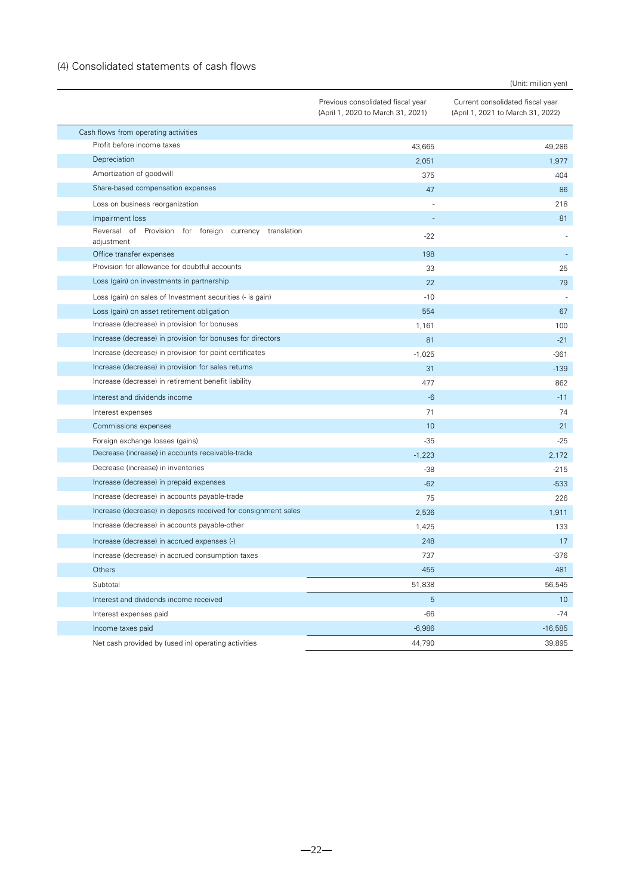## (4) Consolidated statements of cash flows

(Unit: million yen)

| | Previous consolidated fiscal year (April 1, 2020 to March 31, 2021) | Current consolidated fiscal year (April 1, 2021 to March 31, 2022) |
|---|---|---|
| Cash flows from operating activities | | |
| Profit before income taxes | 43,665 | 49,286 |
| Depreciation | 2,051 | 1,977 |
| Amortization of goodwill | 375 | 404 |
| Share-based compensation expenses | 47 | 86 |
| Loss on business reorganization | - | 218 |
| Impairment loss | - | 81 |
| Reversal of Provision for foreign currency translation adjustment | -22 | - |
| Office transfer expenses | 198 | - |
| Provision for allowance for doubtful accounts | 33 | 25 |
| Loss (gain) on investments in partnership | 22 | 79 |
| Loss (gain) on sales of Investment securities (- is gain) | -10 | - |
| Loss (gain) on asset retirement obligation | 554 | 67 |
| Increase (decrease) in provision for bonuses | 1,161 | 100 |
| Increase (decrease) in provision for bonuses for directors | 81 | -21 |
| Increase (decrease) in provision for point certificates | -1,025 | -361 |
| Increase (decrease) in provision for sales returns | 31 | -139 |
| Increase (decrease) in retirement benefit liability | 477 | 862 |
| Interest and dividends income | -6 | -11 |
| Interest expenses | 71 | 74 |
| Commissions expenses | 10 | 21 |
| Foreign exchange losses (gains) | -35 | -25 |
| Decrease (increase) in accounts receivable-trade | -1,223 | 2,172 |
| Decrease (increase) in inventories | -38 | -215 |
| Increase (decrease) in prepaid expenses | -62 | -533 |
| Increase (decrease) in accounts payable-trade | 75 | 226 |
| Increase (decrease) in deposits received for consignment sales | 2,536 | 1,911 |
| Increase (decrease) in accounts payable-other | 1,425 | 133 |
| Increase (decrease) in accrued expenses (-) | 248 | 17 |
| Increase (decrease) in accrued consumption taxes | 737 | -376 |
| Others | 455 | 481 |
| Subtotal | 51,838 | 56,545 |
| Interest and dividends income received | 5 | 10 |
| Interest expenses paid | -66 | -74 |
| Income taxes paid | -6,986 | -16,585 |
| Net cash provided by (used in) operating activities | 44,790 | 39,895 |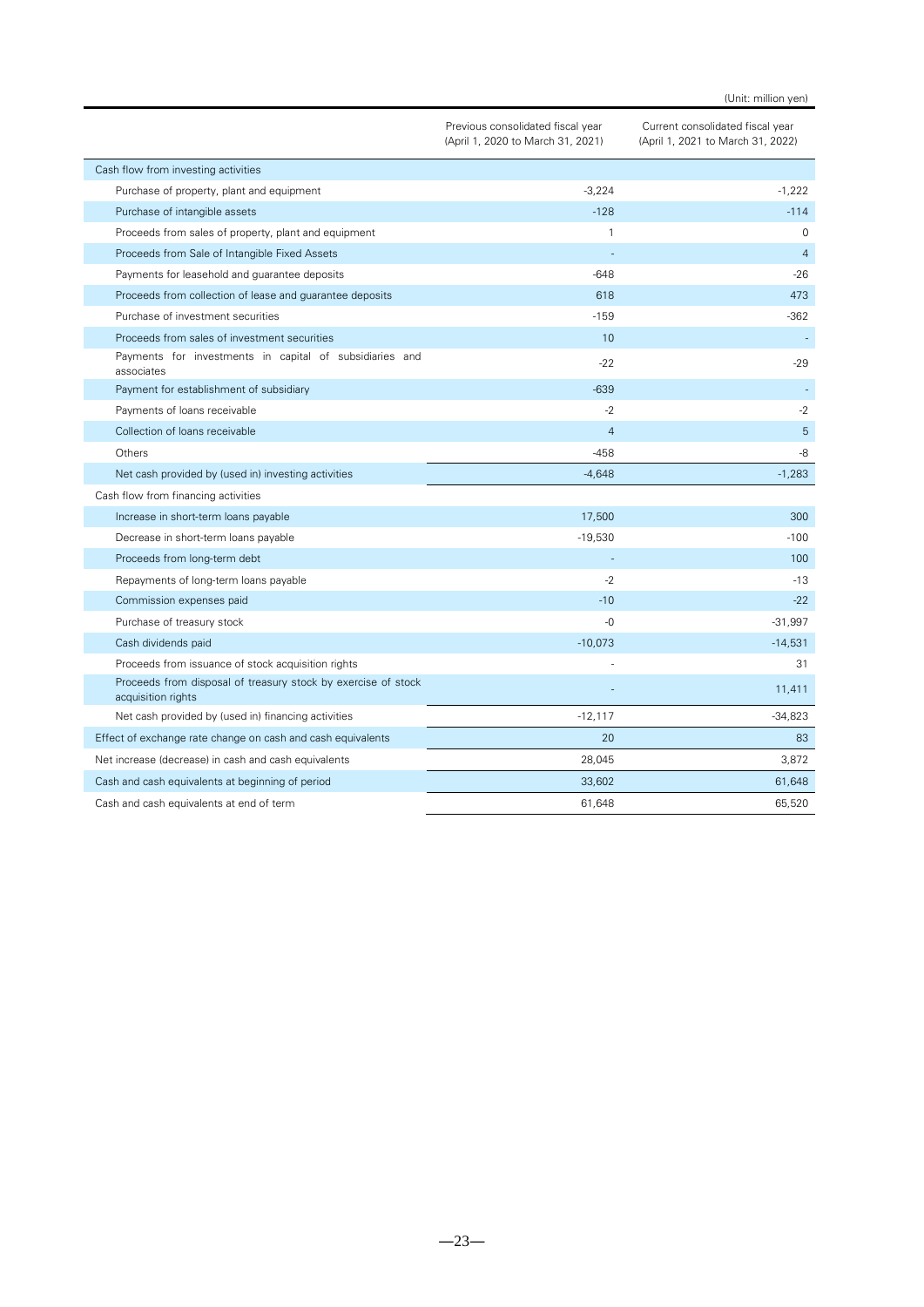(Unit: million yen)

| | Previous consolidated fiscal year (April 1, 2020 to March 31, 2021) | Current consolidated fiscal year (April 1, 2021 to March 31, 2022) |
|---|---|---|
| Cash flow from investing activities | | |
| Purchase of property, plant and equipment | -3,224 | -1,222 |
| Purchase of intangible assets | -128 | -114 |
| Proceeds from sales of property, plant and equipment | 1 | 0 |
| Proceeds from Sale of Intangible Fixed Assets | - | 4 |
| Payments for leasehold and guarantee deposits | -648 | -26 |
| Proceeds from collection of lease and guarantee deposits | 618 | 473 |
| Purchase of investment securities | -159 | -362 |
| Proceeds from sales of investment securities | 10 | - |
| Payments for investments in capital of subsidiaries and associates | -22 | -29 |
| Payment for establishment of subsidiary | -639 | - |
| Payments of loans receivable | -2 | -2 |
| Collection of loans receivable | 4 | 5 |
| Others | -458 | -8 |
| Net cash provided by (used in) investing activities | -4,648 | -1,283 |
| Cash flow from financing activities | | |
| Increase in short-term loans payable | 17,500 | 300 |
| Decrease in short-term loans payable | -19,530 | -100 |
| Proceeds from long-term debt | - | 100 |
| Repayments of long-term loans payable | -2 | -13 |
| Commission expenses paid | -10 | -22 |
| Purchase of treasury stock | -0 | -31,997 |
| Cash dividends paid | -10,073 | -14,531 |
| Proceeds from issuance of stock acquisition rights | - | 31 |
| Proceeds from disposal of treasury stock by exercise of stock acquisition rights | - | 11,411 |
| Net cash provided by (used in) financing activities | -12,117 | -34,823 |
| Effect of exchange rate change on cash and cash equivalents | 20 | 83 |
| Net increase (decrease) in cash and cash equivalents | 28,045 | 3,872 |
| Cash and cash equivalents at beginning of period | 33,602 | 61,648 |
| Cash and cash equivalents at end of term | 61,648 | 65,520 |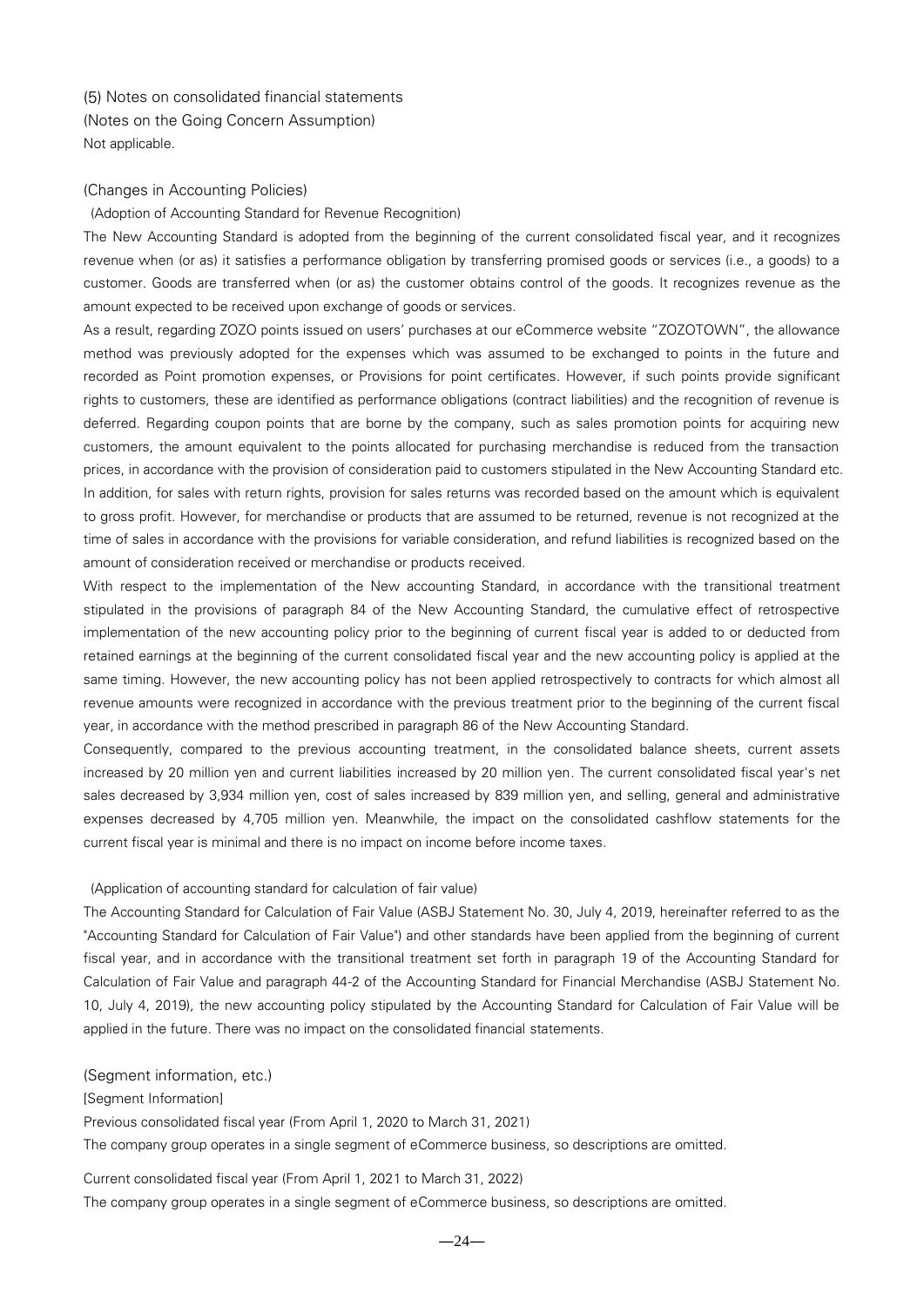## (5) Notes on consolidated financial statements

### (Notes on the Going Concern Assumption)

Not applicable.

### (Changes in Accounting Policies)

(Adoption of Accounting Standard for Revenue Recognition)

The New Accounting Standard is adopted from the beginning of the current consolidated fiscal year, and it recognizes revenue when (or as) it satisfies a performance obligation by transferring promised goods or services (i.e., a goods) to a customer. Goods are transferred when (or as) the customer obtains control of the goods. It recognizes revenue as the amount expected to be received upon exchange of goods or services.

As a result, regarding ZOZO points issued on users' purchases at our eCommerce website "ZOZOTOWN", the allowance method was previously adopted for the expenses which was assumed to be exchanged to points in the future and recorded as Point promotion expenses, or Provisions for point certificates. However, if such points provide significant rights to customers, these are identified as performance obligations (contract liabilities) and the recognition of revenue is deferred. Regarding coupon points that are borne by the company, such as sales promotion points for acquiring new customers, the amount equivalent to the points allocated for purchasing merchandise is reduced from the transaction prices, in accordance with the provision of consideration paid to customers stipulated in the New Accounting Standard etc. In addition, for sales with return rights, provision for sales returns was recorded based on the amount which is equivalent to gross profit. However, for merchandise or products that are assumed to be returned, revenue is not recognized at the time of sales in accordance with the provisions for variable consideration, and refund liabilities is recognized based on the amount of consideration received or merchandise or products received.

With respect to the implementation of the New accounting Standard, in accordance with the transitional treatment stipulated in the provisions of paragraph 84 of the New Accounting Standard, the cumulative effect of retrospective implementation of the new accounting policy prior to the beginning of current fiscal year is added to or deducted from retained earnings at the beginning of the current consolidated fiscal year and the new accounting policy is applied at the same timing. However, the new accounting policy has not been applied retrospectively to contracts for which almost all revenue amounts were recognized in accordance with the previous treatment prior to the beginning of the current fiscal year, in accordance with the method prescribed in paragraph 86 of the New Accounting Standard.

Consequently, compared to the previous accounting treatment, in the consolidated balance sheets, current assets increased by 20 million yen and current liabilities increased by 20 million yen. The current consolidated fiscal year's net sales decreased by 3,934 million yen, cost of sales increased by 839 million yen, and selling, general and administrative expenses decreased by 4,705 million yen. Meanwhile, the impact on the consolidated cashflow statements for the current fiscal year is minimal and there is no impact on income before income taxes.

(Application of accounting standard for calculation of fair value)

The Accounting Standard for Calculation of Fair Value (ASBJ Statement No. 30, July 4, 2019, hereinafter referred to as the "Accounting Standard for Calculation of Fair Value") and other standards have been applied from the beginning of current fiscal year, and in accordance with the transitional treatment set forth in paragraph 19 of the Accounting Standard for Calculation of Fair Value and paragraph 44-2 of the Accounting Standard for Financial Merchandise (ASBJ Statement No. 10, July 4, 2019), the new accounting policy stipulated by the Accounting Standard for Calculation of Fair Value will be applied in the future. There was no impact on the consolidated financial statements.

### (Segment information, etc.)

[Segment Information]

Previous consolidated fiscal year (From April 1, 2020 to March 31, 2021)

The company group operates in a single segment of eCommerce business, so descriptions are omitted.

Current consolidated fiscal year (From April 1, 2021 to March 31, 2022)

The company group operates in a single segment of eCommerce business, so descriptions are omitted.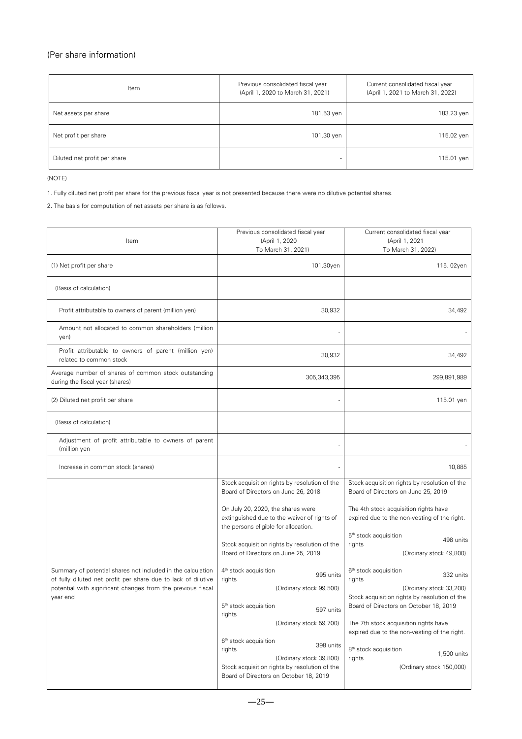## (Per share information)

| Item | Previous consolidated fiscal year (April 1, 2020 to March 31, 2021) | Current consolidated fiscal year (April 1, 2021 to March 31, 2022) |
|---|---|---|
| Net assets per share | 181.53 yen | 183.23 yen |
| Net profit per share | 101.30 yen | 115.02 yen |
| Diluted net profit per share | - | 115.01 yen |

(NOTE)

1. Fully diluted net profit per share for the previous fiscal year is not presented because there were no dilutive potential shares.

2. The basis for computation of net assets per share is as follows.

| Item | Previous consolidated fiscal year (April 1, 2020 To March 31, 2021) | Current consolidated fiscal year (April 1, 2021 To March 31, 2022) |
|---|---|---|
| (1) Net profit per share | 101.30yen | 115. 02yen |
| (Basis of calculation) | | |
| Profit attributable to owners of parent (million yen) | 30,932 | 34,492 |
| Amount not allocated to common shareholders (million yen) | - | - |
| Profit attributable to owners of parent (million yen) related to common stock | 30,932 | 34,492 |
| Average number of shares of common stock outstanding during the fiscal year (shares) | 305,343,395 | 299,891,989 |
| (2) Diluted net profit per share | - | 115.01 yen |
| (Basis of calculation) | | |
| Adjustment of profit attributable to owners of parent (million yen | - | - |
| Increase in common stock (shares) | - | 10,885 |
| Summary of potential shares not included in the calculation of fully diluted net profit per share due to lack of dilutive potential with significant changes from the previous fiscal year end | Stock acquisition rights by resolution of the Board of Directors on June 26, 2018<br><br>On July 20, 2020, the shares were extinguished due to the waiver of rights of the persons eligible for allocation.<br><br>Stock acquisition rights by resolution of the Board of Directors on June 25, 2019<br><br>4th stock acquisition rights 995 units (Ordinary stock 99,500)<br><br>5th stock acquisition rights 597 units (Ordinary stock 59,700)<br><br>6th stock acquisition rights 398 units (Ordinary stock 39,800)<br><br>Stock acquisition rights by resolution of the Board of Directors on October 18, 2019 | Stock acquisition rights by resolution of the Board of Directors on June 25, 2019<br><br>The 4th stock acquisition rights have expired due to the non-vesting of the right.<br><br>5th stock acquisition rights 498 units (Ordinary stock 49,800)<br><br>6th stock acquisition rights 332 units (Ordinary stock 33,200)<br><br>Stock acquisition rights by resolution of the Board of Directors on October 18, 2019<br><br>The 7th stock acquisition rights have expired due to the non-vesting of the right.<br><br>8th stock acquisition rights 1,500 units (Ordinary stock 150,000) |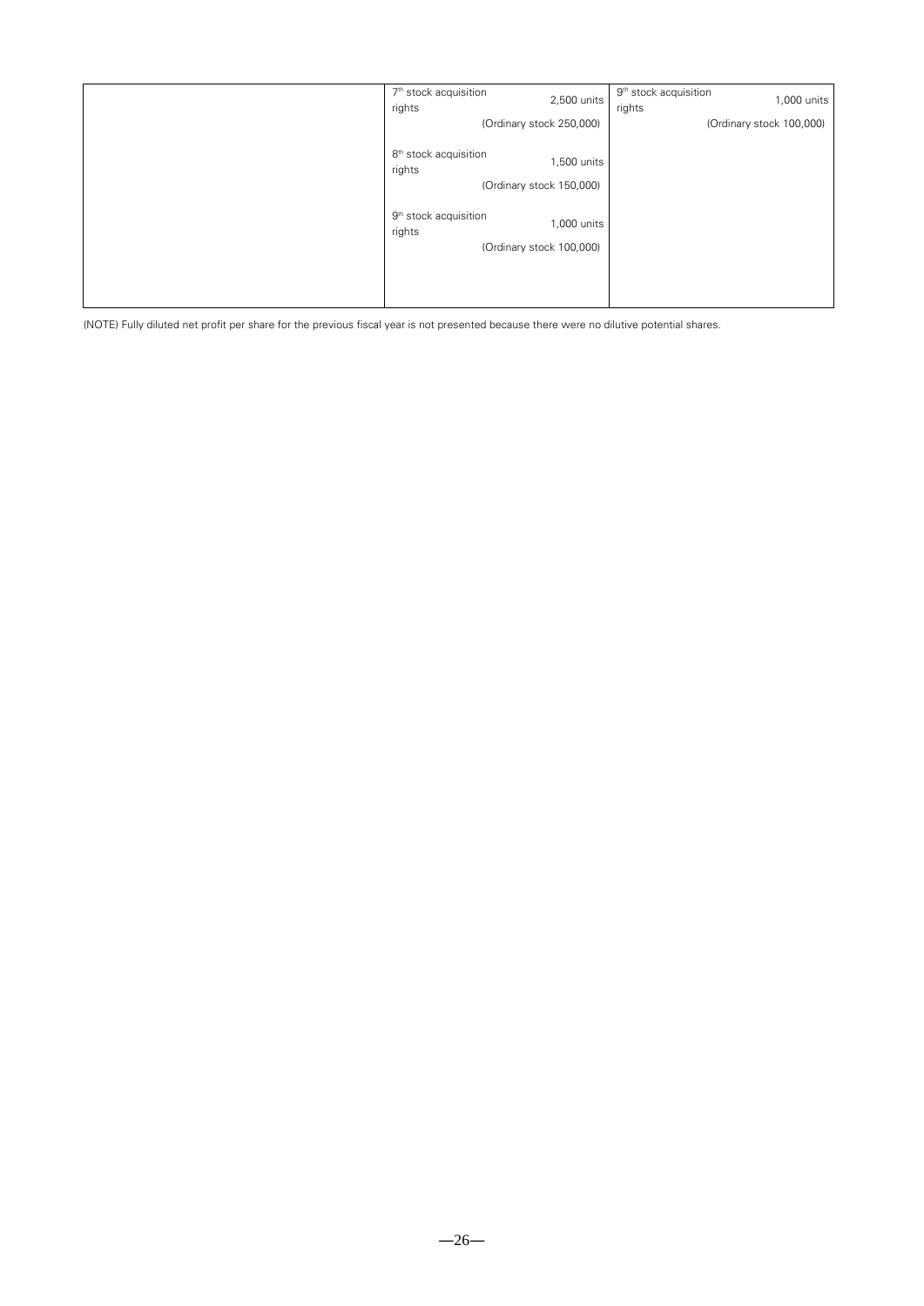| | | |
|---|---|---|
| | 7th stock acquisition rights 2,500 units (Ordinary stock 250,000)<br><br>8th stock acquisition rights 1,500 units (Ordinary stock 150,000)<br><br>9th stock acquisition rights 1,000 units (Ordinary stock 100,000) | 9th stock acquisition rights 1,000 units (Ordinary stock 100,000) |

(NOTE) Fully diluted net profit per share for the previous fiscal year is not presented because there were no dilutive potential shares.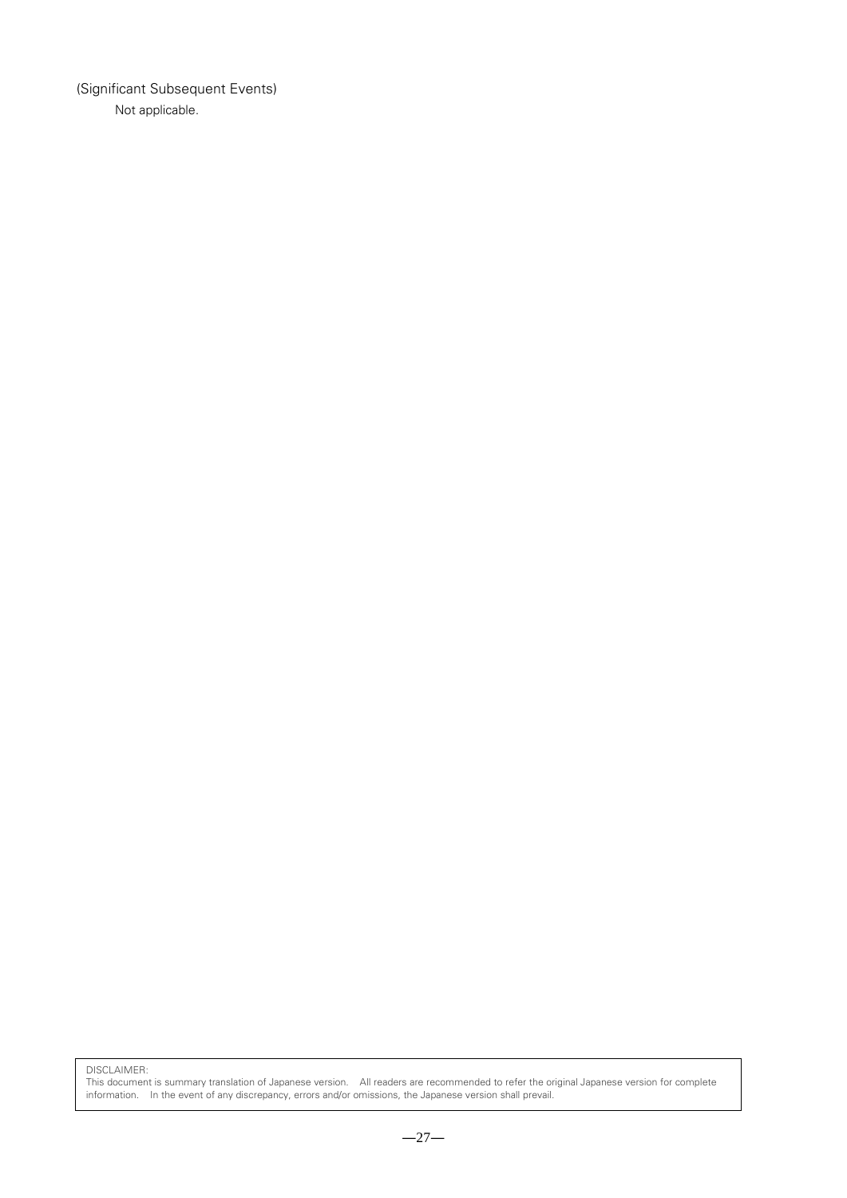(Significant Subsequent Events)

Not applicable.

DISCLAIMER:
This document is summary translation of Japanese version. All readers are recommended to refer the original Japanese version for complete information. In the event of any discrepancy, errors and/or omissions, the Japanese version shall prevail.